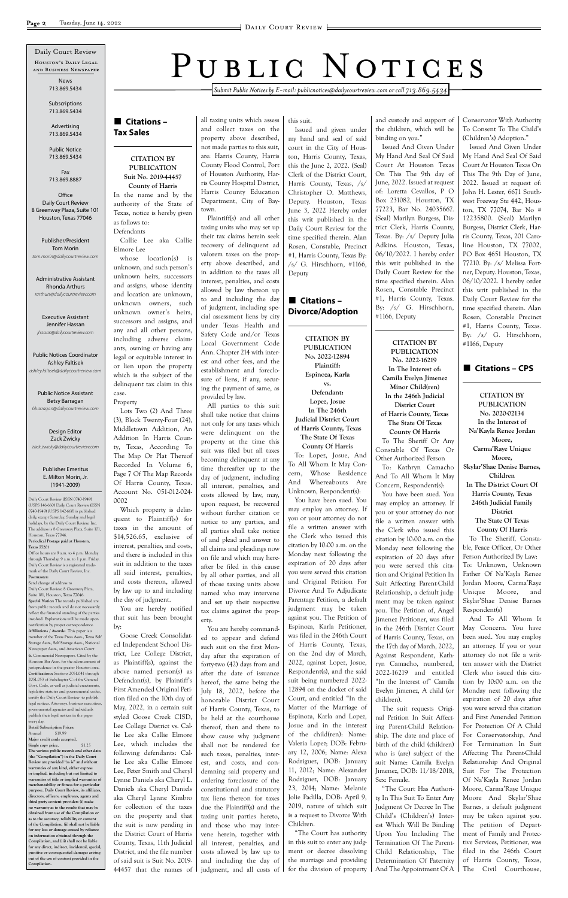# PUBLIC NOTICES

*Submit Public Notices by E-mail: publicnotices@dailycourtreview.com or call 713.869.5434*

**Daily Court Review**
**Houston's Daily Legal and Business Newspaper**

News
713.869.5434

Subscriptions
713.869.5434

Advertising
713.869.5434

Public Notice
713.869.5434

Fax
713.869.8887

Office
Daily Court Review
8 Greenway Plaza, Suite 101
Houston, Texas 77046

Publisher/President
Tom Morin
*tom.morin@dailycourtreview.com*

Administrative Assistant
Rhonda Arthurs
*rarthurs@dailycourtreview.com*

Executive Assistant
Jennifer Hassan
*jhassan@dailycourtreview.com*

Public Notices Coordinator
Ashley Faltisek
*ashley.faltisek@dailycourtreview.com*

Public Notice Assistant
Betsy Barragan
*bbarragan@dailycourtreview.com*

Design Editor
Zack Zwicky
*zack.zwicky@dailycourtreview.com*

Publisher Emeritus
E. Milton Morin, Jr.
(1941-2009)

Daily Court Review (ISSN 0740-1949) (USPS 146-660) Daily Court Review (ISSN 0740-1949) (USPS 142-660) is published daily, except Saturday, Sunday and legal holidays, by the Daily Court Review, Inc. The address is 8 Greenway Plaza, Suite 101, Houston, Texas 77046.
**Periodical Postage paid at Houston, Texas 77201**
Office hours are 9 a.m. to 4 p.m. Monday through Thursday, 9 a.m. to 1 p.m. Friday. Daily Court Review is a registered trademark of the Daily Court Review, Inc.
**Postmaster:**
Send change of address to
Daily Court Review, 8 Greenway Plaza, Suite 101, Houston, Texas 77046.
**Special Notice:** The records published are from public records and do not necessarily reflect the financial standing of the parties involved. Explanations will be made upon notification by proper correspondence.
**Affiliations / Awards:** This paper is a member of the Texas Press Assn., Texas Self Storage Assn., Self Storage Assn., National Newspaper Assn., and American Court & Commercial Newspapers. Cited by the Houston Bar Assn. for the advancement of jurisprudence in the greater Houston area.
**Certifications:** Sections 2051.041 through 2051.053 of Subchapter C of the General Govt. Code, as well as judicial enactments, legislative statutes and governmental codes, certify the Daily Court Review to publish legal notices. Attorneys, business executives, governmental agencies and individuals publish their legal notices in the paper every day.
**Retail Subscription Prices:**
Annual $19.99
**Major credit cards accepted.**
**Single copy price.** $1.25
**The various public records and other data (the "Compilation") in the Daily Court Review are provided "as is" and without warranties of any kind, either express or implied, including but not limited to warranties of title or implied warranties of merchantability or fitness for a particular purpose. Daily Court Review, its affiliates, directors, officers, employees, agents and third party content providers (i) make no warranty as to the results that may be obtained from use of the Compilation or as to the accuracy, reliability or content of the Compilation, (ii) shall not be liable for any loss or damage caused by reliance on information obtained through the Compilation, and (iii) shall not be liable for any direct, indirect, incidental, special, punitive or consequential damages arising out of the use of content provided in the Compilation.**

## Citations – Tax Sales

**CITATION BY PUBLICATION**
**Suit No. 2019-44457**
**County of Harris**

In the name and by the authority of the State of Texas, notice is hereby given as follows to:

Defendants

Callie Lee aka Callie Elmore Lee

whose location(s) is unknown, and such person's unknown heirs, successors and assigns, whose identity and location are unknown, unknown owners, such unknown owner's heirs, successors and assigns, and any and all other persons, including adverse claimants, owning or having any legal or equitable interest in or lien upon the property which is the subject of the delinquent tax claim in this case.

Property

Lots Two (2) And Three (3), Block Twenty-Four (24), Middletown Addition, An Addition In Harris County, Texas, According To The Map Or Plat Thereof Recorded In Volume 6, Page 7 Of The Map Records Of Harris County, Texas. Account No. 051-012-024-0002

Which property is delinquent to Plaintiff(s) for taxes in the amount of $14,526.65, exclusive of interest, penalties, and costs, and there is included in this suit in addition to the taxes all said interest, penalties, and costs thereon, allowed by law up to and including the day of judgment.

You are hereby notified that suit has been brought by:

Goose Creek Consolidated Independent School District, Lee College District, as Plaintiff(s), against the above named person(s) as Defendant(s), by Plaintiff's First Amended Original Petition filed on the 10th day of May, 2022, in a certain suit styled Goose Creek CISD, Lee College District vs. Callie Lee aka Callie Elmore Lee, which includes the following defendants: Callie Lee aka Callie Elmore Lee, Peter Smith and Cheryl Lynne Daniels aka Cheryl L. Daniels aka Cheryl Daniels aka Cheryl Lynne Kimbro for collection of the taxes on the property and that the suit is now pending in the District Court of Harris County, Texas, 11th Judicial District, and the file number of said suit is Suit No. 2019-44457 that the names of all taxing units which assess and collect taxes on the property above described, not made parties to this suit, are: Harris County, Harris County Flood Control, Port of Houston Authority, Harris County Hospital District, Harris County Education Department, City of Baytown.

Plaintiff(s) and all other taxing units who may set up their tax claims herein seek recovery of delinquent ad valorem taxes on the property above described, and in addition to the taxes all interest, penalties, and costs allowed by law thereon up to and including the day of judgment, including special assessment liens by city under Texas Health and Safety Code and/or Texas Local Government Code Ann. Chapter 214 with interest and other fees, and the establishment and foreclosure of liens, if any, securing the payment of same, as provided by law.

All parties to this suit shall take notice that claims not only for any taxes which were delinquent on the property at the time this suit was filed but all taxes becoming delinquent at any time thereafter up to the day of judgment, including all interest, penalties, and costs allowed by law, may, upon request, be recovered without further citation or notice to any parties, and all parties shall take notice of and plead and answer to all claims and pleadings now on file and which may hereafter be filed in this cause by all other parties, and all of those taxing units above named who may intervene and set up their respective tax claims against the property.

You are hereby commanded to appear and defend such suit on the first Monday after the expiration of forty-two (42) days from and after the date of issuance hereof, the same being the July 18, 2022, before the honorable District Court of Harris County, Texas, to be held at the courthouse thereof, then and there to show cause why judgment shall not be rendered for such taxes, penalties, interest, and costs, and condemning said property and ordering foreclosure of the constitutional and statutory tax liens thereon for taxes due the Plaintiff(s) and the taxing unit parties hereto, and those who may intervene herein, together with all interest, penalties, and costs allowed by law up to and including the day of judgment, and all costs of this suit.

Issued and given under my hand and seal of said court in the City of Houston, Harris County, Texas, this the June 2, 2022. (Seal) Clerk of the District Court, Harris County, Texas, /s/ Christopher O. Matthews, Deputy. Houston, Texas June 3, 2022 Hereby order this writ published in the Daily Court Review for the time specified therein. Alan Rosen, Constable, Precinct #1, Harris County, Texas By: /s/ G. Hirschhorn, #1166, Deputy

## Citations – Divorce/Adoption

**CITATION BY PUBLICATION**
**No. 2022-12894**
**Plaintiff:**
**Espinoza, Karla**
**vs.**
**Defendant:**
**Lopez, Josue**
**In The 246th Judicial District Court of Harris County, Texas**
**The State Of Texas**
**County Of Harris**

To: Lopez, Josue, And To All Whom It May Concern, Whose Residence And Whereabouts Are Unknown, Respondent(s):

You have been sued. You may employ an attorney. If you or your attorney do not file a written answer with the Clerk who issued this citation by 10:00 a.m. on the Monday next following the expiration of 20 days after you were served this citation and Original Petition For Divorce And To Adjudicate Parentage Petition, a default judgment may be taken against you. The Petition of Espinoza, Karla Petitioner, was filed in the 246th Court of Harris County, Texas, on the 2nd day of March, 2022, against Lopez, Josue, Respondent(s), and the said suit being numbered 2022-12894 on the docket of said Court, and entitled "In the Matter of the Marriage of Espinoza, Karla and Lopez, Josue and in the interest of the child(ren): Name: Valeria Lopez; DOB: February 12, 2006; Name: Alexa Rodriguez, DOB: January 11, 2012; Name: Alexander Rodriguez, DOB: January 23, 2014; Name: Melanie Jolie Padilla, DOB: April 9, 2019, nature of which suit is a request to Divorce With Children.

"The Court has authority in this suit to enter any judgment or decree dissolving the marriage and providing for the division of property and custody and support of the children, which will be binding on you."

Issued And Given Under My Hand And Seal Of Said Court At Houston Texas On This The 9th day of June, 2022. Issued at request of: Loretta Cevallos, P O Box 231082, Houston, TX 77223, Bar No. 24035667. (Seal) Marilyn Burgess, District Clerk, Harris County, Texas. By: /s/ Deputy Julia Adkins. Houston, Texas, 06/10/2022. I hereby order this writ published in the Daily Court Review for the time specified therein. Alan Rosen, Constable Precinct #1, Harris County, Texas. By: /s/ G. Hirschhorn, #1166, Deputy

**CITATION BY PUBLICATION**
**No. 2022-16219**
**In The Interest of:**
**Camila Evelyn Jimenez**
**Minor Child(ren)**
**In the 246th Judicial District Court of Harris County, Texas**
**The State Of Texas**
**County Of Harris**

To The Sheriff Or Any Constable Of Texas Or Other Authorized Person

To: Kathryn Camacho And To All Whom It May Concern, Respondent(s):

You have been sued. You may employ an attorney. If you or your attorney do not file a written answer with the Clerk who issued this citation by 10:00 a.m. on the Monday next following the expiration of 20 days after you were served this citation and Original Petition In Suit Affecting Parent-Child Relationship, a default judgment may be taken against you. The Petition of, Angel Jimenez Petitioner, was filed in the 246th District Court of Harris County, Texas, on the 17th day of March, 2022, Against Respondent, Kathryn Camacho, numbered, 2022-16219 and entitled "In the Interest of" Camila Evelyn Jimenez, A child (or children).

The suit requests Original Petition In Suit Affecting Parent-Child Relationship. The date and place of birth of the child (children) who is (are) subject of the suit Name: Camila Evelyn Jimenez, DOB: 11/18/2018, Sex: Female.

"The Court Has Authority In This Suit To Enter Any Judgment Or Decree In The Child's (Children's) Interest Which Will Be Binding Upon You Including The Termination Of The Parent-Child Relationship, The Determination Of Paternity And The Appointment Of A Conservator With Authority To Consent To The Child's (Children's) Adoption."

Issued And Given Under My Hand And Seal Of Said Court At Houston Texas On This The 9th Day of June, 2022. Issued at request of: John H. Lester, 6671 Southwest Freeway Ste 442, Houston, TX 77074, Bar No # 12235800. (Seal) Marilyn Burgess, District Clerk, Harris County, Texas, 201 Caroline Houston, TX 77002, PO Box 4651 Houston, TX 77210. By: /s/ Melissa Fortner, Deputy. Houston, Texas, 06/10/2022. I hereby order this writ published in the Daily Court Review for the time specified therein. Alan Rosen, Constable Precinct #1, Harris County, Texas. By: /s/ G. Hirschhorn, #1166, Deputy

## Citations – CPS

**CITATION BY PUBLICATION**
**No. 2020-02134**
**In the Interest of Na'Kayla Renee Jordan Moore, Carma'Raye Unique Moore, Skylar'Shae Denise Barnes, Children**
**In The District Court Of Harris County, Texas 246th Judicial Family District**
**The State Of Texas**
**County Of Harris**

To The Sheriff, Constable, Peace Officer, Or Other Person Authorized By Law: To: Unknown, Unknown Father Of Na'Kayla Renee Jordan Moore, Carma'Raye Unique Moore, and Skylar'Shae Denise Barnes Respondent(s)

And To All Whom It May Concern. You have been sued. You may employ an attorney. If you or your attorney do not file a written answer with the District Clerk who issued this citation by 10:00 a.m. on the Monday next following the expiration of 20 days after you were served this citation and First Amended Petition For Protection Of A Child For Conservatorship, And For Termination In Suit Affecting The Parent-Child Relationship And Original Suit For The Protection Of Na'Kayla Renee Jordan Moore, Carma'Raye Unique Moore And Skylar'Shae Barnes, a default judgment may be taken against you. The petition of Department of Family and Protective Services, Petitioner, was filed in the 246th Court of Harris County, Texas, The Civil Courthouse,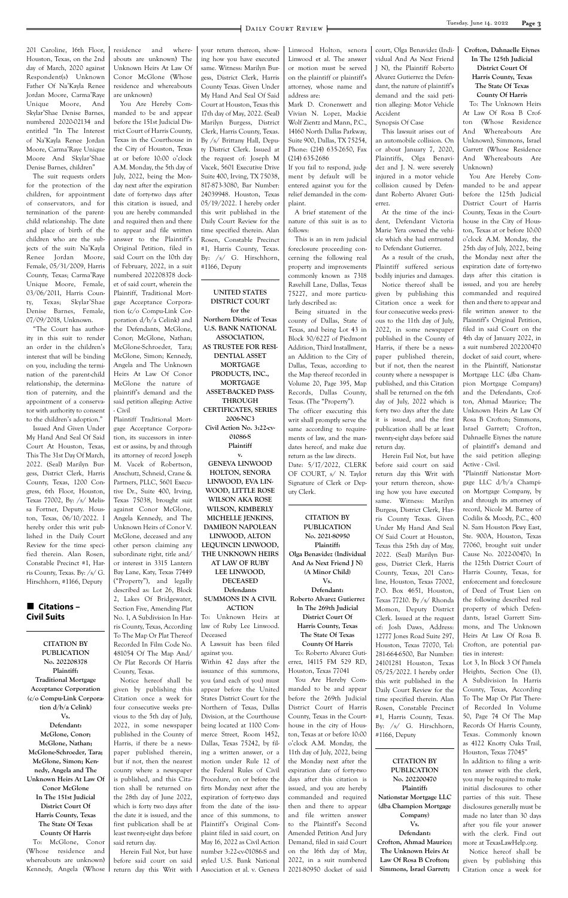201 Caroline, 16th Floor, Houston, Texas, on the 2nd day of March, 2020 against Respondent(s) Unknown Father Of Na'Kayla Renee Jordan Moore, Carma'Raye Unique Moore, And Skylar'Shae Denise Barnes, numbered 2020-02134 and entitled "In The Interest of Na'Kayla Renee Jordan Moore, Carma'Raye Unique Moore and Skylar'Shae Denise Barnes, children"

The suit requests orders for the protection of the children, for appointment of conservators, and for termination of the parent-child relationship. The date and place of birth of the children who are the subjects of the suit: Na'Kayla Renee Jordan Moore, Female, 05/31/2009, Harris County, Texas; Carma'Raye Unique Moore, Female, 03/06/2011, Harris County, Texas; Skylar'Shae Denise Barnes, Female, 07/09/2018, Unknown.

"The Court has authority in this suit to render an order in the children's interest that will be binding on you, including the termination of the parent-child relationship, the determination of paternity, and the appointment of a conservator with authority to consent to the children's adoption."

Issued And Given Under My Hand And Seal Of Said Court At Houston, Texas, This The 31st Day Of March, 2022. (Seal) Marilyn Burgess, District Clerk, Harris County, Texas, 1200 Congress, 6th Floor, Houston, Texas 77002, By: /s/ Melissa Fortner, Deputy. Houston, Texas, 06/10/2022. I hereby order this writ published in the Daily Court Review for the time specified therein. Alan Rosen, Constable Precinct #1, Harris County, Texas. By: /s/ G. Hirschhorn, #1166, Deputy

## Citations – Civil Suits

**CITATION BY PUBLICATION No. 202208378 Plaintiff: Traditional Mortgage Acceptance Corporation (c/o Compu-Link Corporation d/b/a Celink) Vs. Defendant: McGlone, Conor; McGlone, Nathan; McGlone-Schroeder, Tara; McGlone, Simon; Kennedy, Angela and The Unknown Heirs At Law Of Conor McGlone In The 151st Judicial District Court Of Harris County, Texas The State Of Texas County Of Harris**

To: McGlone, Conor (Whose residence and whereabouts are unknown) Kennedy, Angela (Whose residence and whereabouts are unknown) The Unknown Heirs At Law Of Conor McGlone (Whose residence and whereabouts are unknown)

You Are Hereby Commanded to be and appear before the 151st Judicial District Court of Harris County, Texas in the Courthouse in the City of Houston, Texas at or before 10:00 A.M. Monday, the 5th day of July, 2022, being the Monday next after the expiration date of forty-two days after this citation is issued, and you are hereby commanded and required then and there to appear and file written answer to the Plaintiff's Original Petition, filed in said Court on the 10th day of February, 2022, in a suit numbered 202208378 docket of said court, wherein the Plaintiff, Traditional Mortgage Acceptance Corporation (c/o Compu-Link Corporation d/b/a Celink) and the Defendants, McGlone, Conor; McGlone, Nathan; McGlone-Schroeder, Tara; McGlone, Simon; Kennedy, Angela and The Unknown Heirs At Law Of Conor McGlone the nature of plaintiff's demand and the said petition alleging: Active - Civil

Plaintiff Traditional Mortgage Acceptance Corporation, its successors in interest or assins, by and through its attorney of record Joseph M. Vacek of Robertson, Anschutz, Schneid, Crane & Partners, PLLC, 5601 Executive Dr., Suite 400, Irving, Texas 75038, brought suit against Conor McGlone, Angela Kennedy, and The Unknown Heirs of Conor V. McGlone, deceased and any other person claiming any subordinate right, title and/or interest in 3315 Lantern Bay Lane, Katy, Texas 77449 ("Property"), and legally described as: Lot 26, Block 2, Lakes Of Bridgewater, Section Five, Amending Plat No. 1, A Subdivision In Harris County, Texas, According To The Map Or Plat Thereof Recorded In Film Code No. 481054 Of The Map And/Or Plat Records Of Harris County, Texas.

Notice hereof shall be given by publishing this Citation once a week for four consecutive weeks previous to the 5th day of July, 2022, in some newspaper published in the County of Harris, if there be a newspaper published therein, but if not, then the nearest county where a newspaper is published, and this Citation shall be returned on the 28th day of June 2022, which is forty two days after the date it is issued, and the first publication shall be at least twenty-eight days before said return day.

Herein Fail Not, but have before said court on said return day this Writ with your return thereon, showing how you have executed same. Witness: Marilyn Burgess, District Clerk, Harris County Texas. Given Under My Hand And Seal Of Said Court at Houston, Texas this 17th day of May, 2022. (Seal) Marilyn Burgess, District Clerk, Harris County, Texas. By /s/ Brittany Hall, Deputy District Clerk. Issued at the request of: Joseph M Vacek, 5601 Executive Drive Suite 400, Irving, TX 75038, 817-873-3080, Bar Number: 24039948. Houston, Texas 05/19/2022. I hereby order this writ published in the Daily Court Review for the time specified therein. Alan Rosen, Constable Precinct #1, Harris County, Texas. By: /s/ G. Hirschhorn, #1166, Deputy

**UNITED STATES DISTRICT COURT for the Northern Distric of Texas U.S. BANK NATIONAL ASSOCIATION, AS TRUSTEE FOR RESIDENTIAL ASSET MORTGAGE PRODUCTS, INC., MORTGAGE ASSET-BACKED PASS-THROUGH CERTIFICATES, SERIES 2006-NC3 Civil Action No. 3:22-cv-01086-S Plaintiff v. GENEVA LINWOOD HOLTON, SENORA LINWOOD, EVA LINWOOD, LITTLE ROSE WILSON AKA ROSE WILSON, KIMBERLY MICHELLE JENKINS, DAMIEON NAPOLEAN LINWOOD, ALTON LEQUINCIN LINWOOD, THE UNKNOWN HEIRS AT LAW OF RUBY LEE LINWOOD, DECEASED Defendants SUMMONS IN A CIVIL ACTION**

To: Unknown Heirs at law of Ruby Lee Linwood. Deceased

A Lawsuit has been filed against you.

Within 42 days after the issuance of this summons, you (and each of you) must appear before the United States District Court for the Northern of Texas, Dallas Division, at the Courthouse being located at 1100 Commerce Street, Room 1452, Dallas, Texas 75242, by filing a written answer, or a motion under Rule 12 of the Federal Rules of Civil Procedure, on or before the firts Monday next after the expiration of forty-two days from the date of the issuance of this summons, to Plaintiff's Original Complaint filed in said court, on May 16, 2022 as Civil Action number 3:22-cv-01086-S and styled U.S. Bank National Association et al. v. Geneva Linwood Holton, senora Linwood et al. The answer or motion must be served on the plaintiff or plaintiff's attorney, whose name and address are:

Mark D. Cronenwett and Vivian N. Lopez, Mackie Wolf Zientz and Mann, P.C., 14160 North Dallas Parkway, Suite 900, Dallas, TX 75254, Phone: (214) 635-2650, Fax (214) 635-2686

If you fail to respond, judgment by default will be entered against you for the relief demanded in the complaint.

A brief statement of the nature of this suit is as follows:

This is an in rem judicial foreclosure proceeding concerning the following real property and improvements commonly known as 7318 Ravehill Lane, Dallas, Texas 75227, and more particularly described as:

Being situated in the county of Dallas, State of Texas, and being Lot 43 in Block 30/6227 of Piedmont Addition, Third Installment, an Addition to the City of Dallas, Texas, according to the Map thereof recorded in Volume 20, Page 395, Map Records, Dallas County, Texas. (The "Property").

The officer executing this writ shall promptly serve the same according to requirements of law, and the mandates hereof, and make due return as the law directs.

Date: 5/17/2022, CLERK OF COURT, s/ N. Taylor Signature of Clerk or Deputy Clerk.

**CITATION BY PUBLICATION No. 2021-80950 Plaintiff: Olga Benavidez (Individual And As Next Friend J N) (A Minor Child) Vs. Defendant: Roberto Alvarez Gutierrez In The 269th Judicial District Court Of Harris County, Texas The State Of Texas County Of Harris**

To: Roberto Alvarez Gutierrez, 14115 FM 529 RD, Houston, Texas 77041

You Are Hereby Commanded to be and appear before the 269th Judicial District Court of Harris County, Texas in the Courthouse in the city of Houston, Texas at or before 10:00 o'clock A.M. Monday, the 11th day of July, 2022, being the Monday next after the expiration date of forty-two days after this citation is issued, and you are hereby commanded and required then and there to appear and file written answer to the Plaintiff's Second Amended Petition And Jury Demand, filed in said Court on the 16th day of May, 2022, in a suit numbered 2021-80950 docket of said court, Olga Benavidez (Individual And As Next Friend J N), the Plaintiff Roberto Alvarez Gutierrez the Defendant, the nature of plaintiff's demand and the said petition alleging: Motor Vehicle Accident

Synopsis Of Case

This lawsuit arises out of an automobile collision. On or about January 7, 2020, Plaintiffs, Olga Benavidez and J. N. were severely injured in a motor vehicle collision caused by Defendant Roberto Alvarez Gutierrez.

At the time of the incident, Defendant Victoria Marie Yera owned the vehicle which she had entrusted to Defendant Gutierrez.

As a result of the crush, Plaintiff suffered serious bodily injuries and damages.

Notice thereof shall be given by publishing this Citation once a week for four consecutive weeks previous to the 11th day of July, 2022, in some newspaper published in the County of Harris, if there be a newspaper published therein, but if not, then the nearest county where a newspaper is published, and this Citation shall be returned on the 6th day of July, 2022 which is forty two days after the date it is issued, and the first publication shall be at least twenty-eight days before said return day.

Herein Fail Not, but have before said court on said return day this Writ with your return thereon, showing how you have executed same. Witness: Marilyn Burgess, District Clerk, Harris County Texas. Given Under My Hand And Seal Of Said Court at Houston, Texas this 25th day of May, 2022. (Seal) Marilyn Burgess, District Clerk, Harris County, Texas, 201 Caroline, Houston, Texas 77002, P.O. Box 4651, Houston, Texas 77210. By /s/ Rhonda Momon, Deputy District Clerk. Issued at the request of: Josh Daws, Address: 12777 Jones Road Suite 297, Houston, Texas 77070, Tel: 281-664-6500, Bar Number: 24101281 Houston, Texas 05/25/2022. I hereby order this writ published in the Daily Court Review for the time specified therein. Alan Rosen, Constable Precinct #1, Harris County, Texas. By: /s/ G. Hirschhorn, #1166, Deputy

**CITATION BY PUBLICATION No. 202200470 Plaintiff: Nationstar Mortgage LLC (dba Champion Mortgage Company) Vs. Defendant: Crofton, Ahmad Maurice; The Unknown Heirs At Law Of Rosa B Crofton; Simmons, Israel Garrett; Crofton, Dahnaelle Eiynes In The 125th Judicial District Court Of Harris County, Texas The State Of Texas County Of Harris**

To: The Unknown Heirs At Law Of Rosa B Crofton (Whose Residence And Whereabouts Are Unknown), Simmons, Israel Garrett (Whose Residence And Whereabouts Are Unknown)

You Are Hereby Commanded to be and appear before the 125th Judicial District Court of Harris County, Texas in the Courthouse in the City of Houston, Texas at or before 10:00 o'clock A.M. Monday, the 25th day of July, 2022, being the Monday next after the expiration date of forty-two days after this citation is issued, and you are hereby commanded and required then and there to appear and file written answer to the Plaintiff's Original Petition, filed in said Court on the 4th day of January, 2022, in a suit numbered 202200470 docket of said court, wherein the Plaintiff, Nationstar Mortgage LLC (dba Champion Mortgage Company) and the Defendants, Crofton, Ahmad Maurice; The Unknown Heirs At Law Of Rosa B Crofton; Simmons, Israel Garrett; Crofton, Dahnaelle Eiynes the nature of plaintiff's demand and the said petition alleging: Active - Civil.

"Plaintiff Nationstar Mortgage LLC d/b/a Champion Mortgage Company, by and through its attorney of record, Nicole M. Bartee of Codilis & Moody, P.C., 400 N. Sam Houston Pkwy East, Ste. 900A, Houston, Texas 77060, brought suit under Cause No. 2022-00470; In the 125th District Court of Harris County, Texas, for enforcement and foreclosure of Deed of Trust Lien on the following described real property of which Defendants, Israel Garrett Simmons, and The Unknown Heirs At Law Of Rosa B. Crofton, are potential parties in interest:

Lot 3, In Block 3 Of Pamela Heights, Section One (1), A Subdivision In Harris County, Texas, According To The Map Or Plat Thereof Recorded In Volume 50, Page 74 Of The Map Records Of Harris County, Texas. Commonly known as 4122 Knotty Oaks Trail, Houston, Texas 77045"

In addition to filing a written answer with the clerk, you may be required to make initial disclosures to other parties of this suit. These disclosures generally must be made no later than 30 days after you file your answer with the clerk. Find out more at TexasLawHelp.org.

Notice hereof shall be given by publishing this Citation once a week for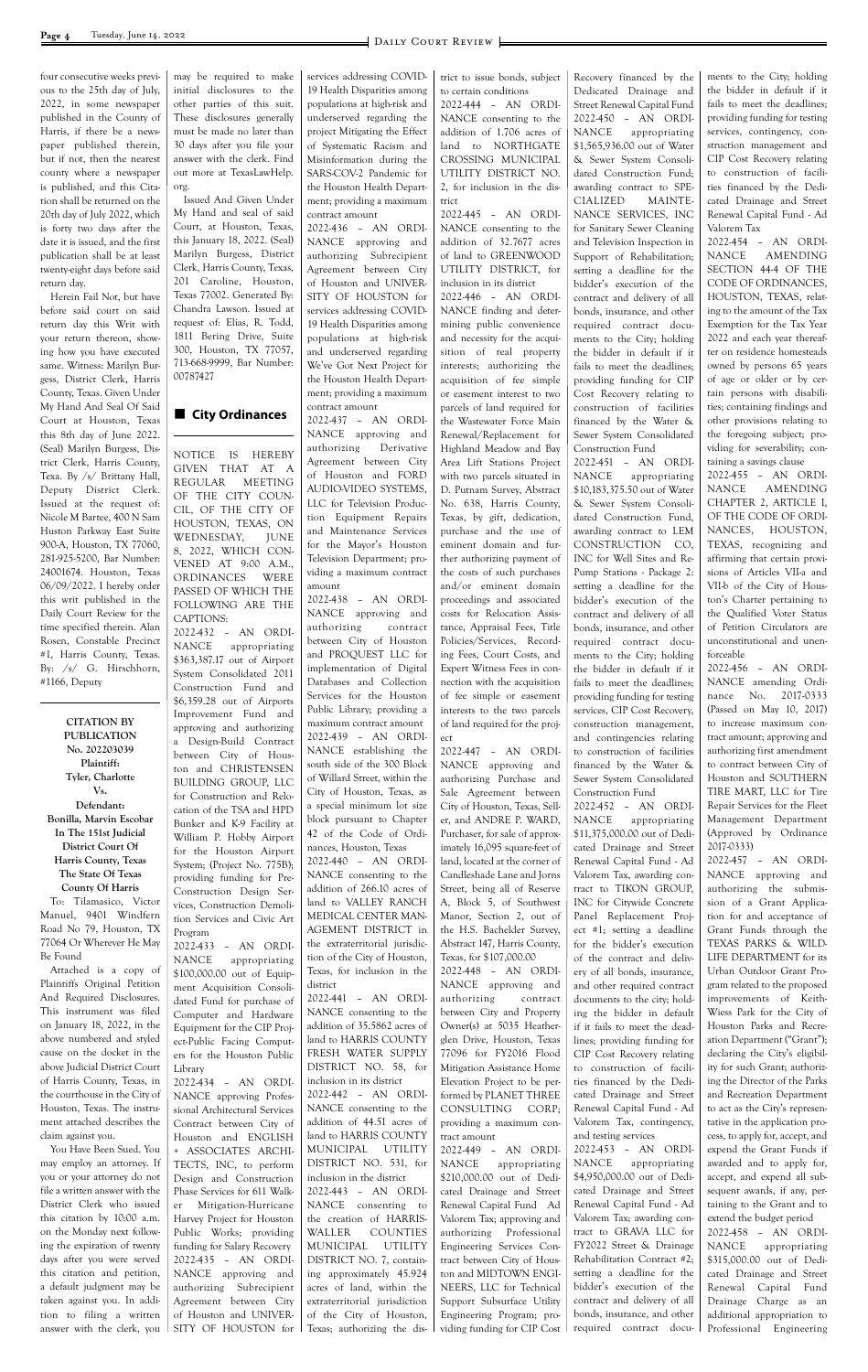four consecutive weeks previous to the 25th day of July, 2022, in some newspaper published in the County of Harris, if there be a newspaper published therein, but if not, then the nearest county where a newspaper is published, and this Citation shall be returned on the 20th day of July 2022, which is forty two days after the date it is issued, and the first publication shall be at least twenty-eight days before said return day.

Herein Fail Not, but have before said court on said return day this Writ with your return thereon, showing how you have executed same. Witness: Marilyn Burgess, District Clerk, Harris County, Texas. Given Under My Hand And Seal Of Said Court at Houston, Texas this 8th day of June 2022. (Seal) Marilyn Burgess, District Clerk, Harris County, Texa. By /s/ Brittany Hall, Deputy District Clerk. Issued at the request of: Nicole M Bartee, 400 N Sam Huston Parkway East Suite 900-A, Houston, TX 77060, 281-925-5200, Bar Number: 24001674. Houston, Texas 06/09/2022. I hereby order this writ published in the Daily Court Review for the time specified therein. Alan Rosen, Constable Precinct #1, Harris County, Texas. By: /s/ G. Hirschhorn, #1166, Deputy

**CITATION BY PUBLICATION**
**No. 202203039**
**Plaintiff:**
**Tyler, Charlotte**
**Vs.**
**Defendant:**
**Bonilla, Marvin Escobar**
**In The 151st Judicial District Court Of Harris County, Texas**
**The State Of Texas**
**County Of Harris**

To: Tilamasico, Victor Manuel, 9401 Windfern Road No 79, Houston, TX 77064 Or Wherever He May Be Found

Attached is a copy of Plaintiffs Original Petition And Required Disclosures. This instrument was filed on January 18, 2022, in the above numbered and styled cause on the docket in the above Judicial District Court of Harris County, Texas, in the courthouse in the City of Houston, Texas. The instrument attached describes the claim against you.

You Have Been Sued. You may employ an attorney. If you or your attorney do not file a written answer with the District Clerk who issued this citation by 10:00 a.m. on the Monday next following the expiration of twenty days after you were served this citation and petition, a default judgment may be taken against you. In addition to filing a written answer with the clerk, you may be required to make initial disclosures to the other parties of this suit. These disclosures generally must be made no later than 30 days after you file your answer with the clerk. Find out more at TexasLawHelp.org.

Issued And Given Under My Hand and seal of said Court, at Houston, Texas, this January 18, 2022. (Seal) Marilyn Burgess, District Clerk, Harris County, Texas, 201 Caroline, Houston, Texas 77002. Generated By: Chandra Lawson. Issued at request of: Elias, R. Todd, 1811 Bering Drive, Suite 300, Houston, TX 77057, 713-668-9999, Bar Number: 00787427

## City Ordinances

NOTICE IS HEREBY GIVEN THAT AT A REGULAR MEETING OF THE CITY COUNCIL, OF THE CITY OF HOUSTON, TEXAS, ON WEDNESDAY, JUNE 8, 2022, WHICH CONVENED AT 9:00 A.M., ORDINANCES WERE PASSED OF WHICH THE FOLLOWING ARE THE CAPTIONS:

2022-432 – AN ORDINANCE appropriating $363,387.17 out of Airport System Consolidated 2011 Construction Fund and $6,359.28 out of Airports Improvement Fund and approving and authorizing a Design-Build Contract between City of Houston and CHRISTENSEN BUILDING GROUP, LLC for Construction and Relocation of the TSA and HPD Bunker and K-9 Facility at William P. Hobby Airport for the Houston Airport System; (Project No. 775B); providing funding for Pre-Construction Design Services, Construction Demolition Services and Civic Art Program

2022-433 – AN ORDINANCE appropriating $100,000.00 out of Equipment Acquisition Consolidated Fund for purchase of Computer and Hardware Equipment for the CIP Project-Public Facing Computers for the Houston Public Library

2022-434 – AN ORDINANCE approving Professional Architectural Services Contract between City of Houston and ENGLISH + ASSOCIATES ARCHITECTS, INC, to perform Design and Construction Phase Services for 611 Walker Mitigation-Hurricane Harvey Project for Houston Public Works; providing funding for Salary Recovery

2022-435 – AN ORDINANCE approving and authorizing Subrecipient Agreement between City of Houston and UNIVERSITY OF HOUSTON for services addressing COVID-19 Health Disparities among populations at high-risk and underserved regarding the project Mitigating the Effect of Systematic Racism and Misinformation during the SARS-COV-2 Pandemic for the Houston Health Department; providing a maximum contract amount

2022-436 – AN ORDINANCE approving and authorizing Subrecipient Agreement between City of Houston and UNIVERSITY OF HOUSTON for services addressing COVID-19 Health Disparities among populations at high-risk and underserved regarding We've Got Next Project for the Houston Health Department; providing a maximum contract amount

2022-437 – AN ORDINANCE approving and authorizing Derivative Agreement between City of Houston and FORD AUDIO-VIDEO SYSTEMS, LLC for Television Production Equipment Repairs and Maintenance Services for the Mayor's Houston Television Department; providing a maximum contract amount

2022-438 – AN ORDINANCE approving and authorizing contract between City of Houston and PROQUEST LLC for implementation of Digital Databases and Collection Services for the Houston Public Library; providing a maximum contract amount

2022-439 – AN ORDINANCE establishing the south side of the 300 Block of Willard Street, within the City of Houston, Texas, as a special minimum lot size block pursuant to Chapter 42 of the Code of Ordinances, Houston, Texas

2022-440 – AN ORDINANCE consenting to the addition of 266.10 acres of land to VALLEY RANCH MEDICAL CENTER MANAGEMENT DISTRICT in the extraterritorial jurisdiction of the City of Houston, Texas, for inclusion in the district

2022-441 – AN ORDINANCE consenting to the addition of 35.5862 acres of land to HARRIS COUNTY FRESH WATER SUPPLY DISTRICT NO. 58, for inclusion in its district

2022-442 – AN ORDINANCE consenting to the addition of 44.51 acres of land to HARRIS COUNTY MUNICIPAL UTILITY DISTRICT NO. 531, for inclusion in the district

2022-443 – AN ORDINANCE consenting to the creation of HARRIS-WALLER COUNTIES MUNICIPAL UTILITY DISTRICT NO. 7, containing approximately 45.924 acres of land, within the extraterritorial jurisdiction of the City of Houston, Texas; authorizing the district to issue bonds, subject to certain conditions

2022-444 – AN ORDINANCE consenting to the addition of 1.706 acres of land to NORTHGATE CROSSING MUNICIPAL UTILITY DISTRICT NO. 2, for inclusion in the district

2022-445 – AN ORDINANCE consenting to the addition of 32.7677 acres of land to GREENWOOD UTILITY DISTRICT, for inclusion in its district

2022-446 – AN ORDINANCE finding and determining public convenience and necessity for the acquisition of real property interests; authorizing the acquisition of fee simple or easement interest to two parcels of land required for the Wastewater Force Main Renewal/Replacement for Highland Meadow and Bay Area Lift Stations Project with two parcels situated in D. Putnam Survey, Abstract No. 638, Harris County, Texas, by gift, dedication, purchase and the use of eminent domain and further authorizing payment of the costs of such purchases and/or eminent domain proceedings and associated costs for Relocation Assistance, Appraisal Fees, Title Policies/Services, Recording Fees, Court Costs, and Expert Witness Fees in connection with the acquisition of fee simple or easement interests to the two parcels of land required for the project

2022-447 – AN ORDINANCE approving and authorizing Purchase and Sale Agreement between City of Houston, Texas, Seller, and ANDRE P. WARD, Purchaser, for sale of approximately 16,095 square-feet of land, located at the corner of Candleshade Lane and Jorns Street, being all of Reserve A, Block 5, of Southwest Manor, Section 2, out of the H.S. Bachelder Survey, Abstract 147, Harris County, Texas, for $107,000.00

2022-448 – AN ORDINANCE approving and authorizing contract between City and Property Owner(s) at 5035 Heatherglen Drive, Houston, Texas 77096 for FY2016 Flood Mitigation Assistance Home Elevation Project to be performed by PLANET THREE CONSULTING CORP; providing a maximum contract amount

2022-449 – AN ORDINANCE appropriating $210,000.00 out of Dedicated Drainage and Street Renewal Capital Fund Ad Valorem Tax; approving and authorizing Professional Engineering Services Contract between City of Houston and MIDTOWN ENGINEERS, LLC for Technical Support Subsurface Utility Engineering Program; providing funding for CIP Cost Recovery financed by the Dedicated Drainage and Street Renewal Capital Fund

2022-450 – AN ORDINANCE appropriating $1,565,936.00 out of Water & Sewer System Consolidated Construction Fund; awarding contract to SPECIALIZED MAINTENANCE SERVICES, INC for Sanitary Sewer Cleaning and Television Inspection in Support of Rehabilitation; setting a deadline for the bidder's execution of the contract and delivery of all bonds, insurance, and other required contract documents to the City; holding the bidder in default if it fails to meet the deadlines; providing funding for CIP Cost Recovery relating to construction of facilities financed by the Water & Sewer System Consolidated Construction Fund

2022-451 – AN ORDINANCE appropriating $10,183,375.50 out of Water & Sewer System Consolidated Construction Fund, awarding contract to LEM CONSTRUCTION CO, INC for Well Sites and Re-Pump Stations - Package 2: setting a deadline for the bidder's execution of the contract and delivery of all bonds, insurance, and other required contract documents to the City; holding the bidder in default if it fails to meet the deadlines; providing funding for testing services, CIP Cost Recovery, construction management, and contingencies relating to construction of facilities financed by the Water & Sewer System Consolidated Construction Fund

2022-452 – AN ORDINANCE appropriating $11,375,000.00 out of Dedicated Drainage and Street Renewal Capital Fund - Ad Valorem Tax, awarding contract to TIKON GROUP, INC for Citywide Concrete Panel Replacement Project #1; setting a deadline for the bidder's execution of the contract and delivery of all bonds, insurance, and other required contract documents to the city; holding the bidder in default if it fails to meet the deadlines; providing funding for CIP Cost Recovery relating to construction of facilities financed by the Dedicated Drainage and Street Renewal Capital Fund - Ad Valorem Tax, contingency, and testing services

2022-453 – AN ORDINANCE appropriating $4,950,000.00 out of Dedicated Drainage and Street Renewal Capital Fund - Ad Valorem Tax; awarding contract to GRAVA LLC for FY2022 Street & Drainage Rehabilitation Contract #2; setting a deadline for the bidder's execution of the contract and delivery of all bonds, insurance, and other required contract documents to the City; holding the bidder in default if it fails to meet the deadlines; providing funding for testing services, contingency, construction management and CIP Cost Recovery relating to construction of facilities financed by the Dedicated Drainage and Street Renewal Capital Fund - Ad Valorem Tax

2022-454 – AN ORDINANCE AMENDING SECTION 44-4 OF THE CODE OF ORDINANCES, HOUSTON, TEXAS, relating to the amount of the Tax Exemption for the Tax Year 2022 and each year thereafter on residence homesteads owned by persons 65 years of age or older or by certain persons with disabilities; containing findings and other provisions relating to the foregoing subject; providing for severability; containing a savings clause

2022-455 – AN ORDINANCE AMENDING CHAPTER 2, ARTICLE I, OF THE CODE OF ORDINANCES, HOUSTON, TEXAS, recognizing and affirming that certain provisions of Articles VII-a and VII-b of the City of Houston's Charter pertaining to the Qualified Voter Status of Petition Circulators are unconstitutional and unenforceable

2022-456 – AN ORDINANCE amending Ordinance No. 2017-0333 (Passed on May 10, 2017) to increase maximum contract amount; approving and authorizing first amendment to contract between City of Houston and SOUTHERN TIRE MART, LLC for Tire Repair Services for the Fleet Management Department (Approved by Ordinance 2017-0333)

2022-457 – AN ORDINANCE approving and authorizing the submission of a Grant Application for and acceptance of Grant Funds through the TEXAS PARKS & WILDLIFE DEPARTMENT for its Urban Outdoor Grant Program related to the proposed improvements of Keith-Wiess Park for the City of Houston Parks and Recreation Department ("Grant"); declaring the City's eligibility for such Grant; authorizing the Director of the Parks and Recreation Department to act as the City's representative in the application process, to apply for, accept, and expend the Grant Funds if awarded and to apply for, accept, and expend all subsequent awards, if any, pertaining to the Grant and to extend the budget period

2022-458 – AN ORDINANCE appropriating $315,000.00 out of Dedicated Drainage and Street Renewal Capital Fund Drainage Charge as an additional appropriation to Professional Engineering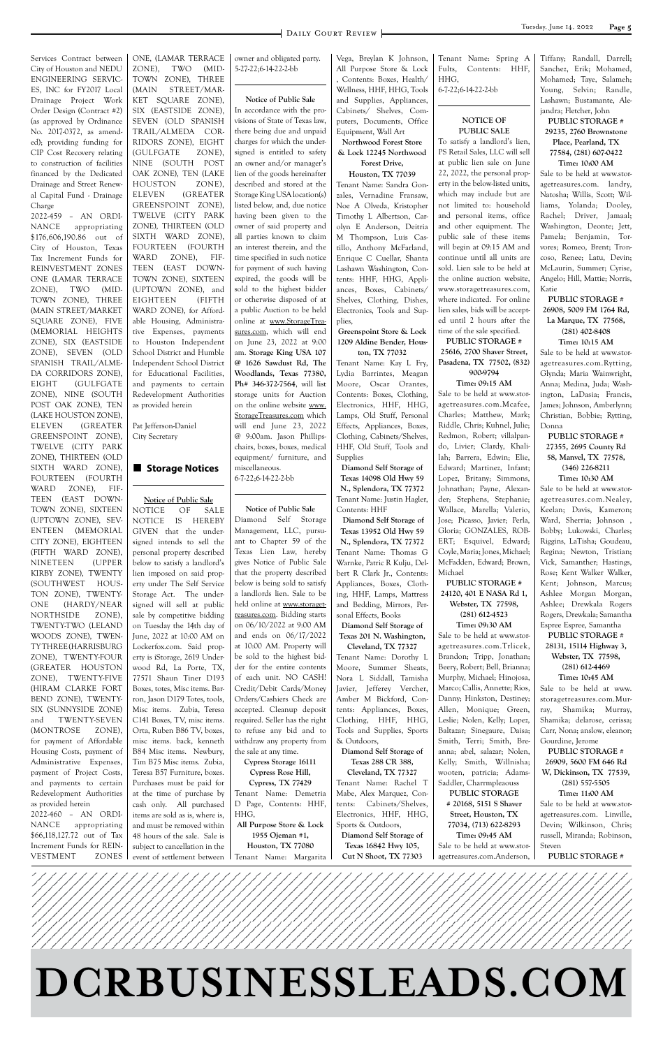Services Contract between City of Houston and NEDU ENGINEERING SERVICES, INC for FY2017 Local Drainage Project Work Order Design (Contract #2) (as approved by Ordinance No. 2017-0372, as amended); providing funding for CIP Cost Recovery relating to construction of facilities financed by the Dedicated Drainage and Street Renewal Capital Fund - Drainage Charge

2022-459 – AN ORDINANCE appropriating $176,606,190.86 out of City of Houston, Texas Tax Increment Funds for REINVESTMENT ZONES ONE (LAMAR TERRACE ZONE), TWO (MIDTOWN ZONE), THREE (MAIN STREET/MARKET SQUARE ZONE), FIVE (MEMORIAL HEIGHTS ZONE), SIX (EASTSIDE ZONE), SEVEN (OLD SPANISH TRAIL/ALMEDA CORRIDORS ZONE), EIGHT (GULFGATE ZONE), NINE (SOUTH POST OAK ZONE), TEN (LAKE HOUSTON ZONE), ELEVEN (GREATER GREENSPOINT ZONE), TWELVE (CITY PARK ZONE), THIRTEEN (OLD SIXTH WARD ZONE), FOURTEEN (FOURTH WARD ZONE), FIFTEEN (EAST DOWNTOWN ZONE), SIXTEEN (UPTOWN ZONE), SEVENTEEN (MEMORIAL CITY ZONE), EIGHTEEN (FIFTH WARD ZONE), NINETEEN (UPPER KIRBY ZONE), TWENTY (SOUTHWEST HOUSTON ZONE), TWENTY-ONE (HARDY/NEAR NORTHSIDE ZONE), TWENTY-TWO (LELAND WOODS ZONE), TWENTY-THREE (HARRISBURG ZONE), TWENTY-FOUR (GREATER HOUSTON ZONE), TWENTY-FIVE (HIRAM CLARKE FORT BEND ZONE), TWENTY-SIX (SUNNYSIDE ZONE) and TWENTY-SEVEN (MONTROSE ZONE), for payment of Affordable Housing Costs, payment of Administrative Expenses, payment of Project Costs, and payments to certain Redevelopment Authorities as provided herein

2022-460 – AN ORDINANCE appropriating $66,118,127.72 out of Tax Increment Funds for REINVESTMENT ZONES ONE, (LAMAR TERRACE ZONE), TWO (MIDTOWN ZONE), THREE (MAIN STREET/MARKET SQUARE ZONE), SIX (EASTSIDE ZONE), SEVEN (OLD SPANISH TRAIL/ALMEDA CORRIDORS ZONE), EIGHT (GULFGATE ZONE), NINE (SOUTH POST OAK ZONE), TEN (LAKE HOUSTON ZONE), ELEVEN (GREATER GREENSPOINT ZONE), TWELVE (CITY PARK ZONE), THIRTEEN (OLD SIXTH WARD ZONE), FOURTEEN (FOURTH WARD ZONE), FIFTEEN (EAST DOWNTOWN ZONE), SIXTEEN (UPTOWN ZONE), and EIGHTEEN (FIFTH WARD ZONE), for Affordable Housing, Administrative Expenses, payments to Houston Independent School District and Humble Independent School District for Educational Facilities, and payments to certain Redevelopment Authorities as provided herein

Pat Jefferson-Daniel
City Secretary

## Storage Notices

**Notice of Public Sale**

NOTICE OF SALE NOTICE IS HEREBY GIVEN that the undersigned intends to sell the personal property described below to satisfy a landlord's lien imposed on said property under The Self Service Storage Act. The undersigned will sell at public sale by competitive bidding on Tuesday the 14th day of June, 2022 at 10:00 AM on Lockerfox.com. Said property is iStorage, 2619 Underwood Rd, La Porte, TX, 77571 Shaun Tiner D193 Boxes, totes, Misc items. Barron, Jason D179 Totes, tools, Misc items. Zubia, Teresa C141 Boxes, TV, misc items. Orta, Ruben B86 TV, boxes, misc items. back, kenneth B84 Misc items. Newbury, Tim B75 Misc items. Zubia, Teresa B57 Furniture, boxes. Purchases must be paid for at the time of purchase by cash only. All purchased items are sold as is, where is, and must be removed within 48 hours of the sale. Sale is subject to cancellation in the event of settlement between owner and obligated party.
5-27-22;6-14-22-2-bb

**Notice of Public Sale**

In accordance with the provisions of State of Texas law, there being due and unpaid charges for which the undersigned is entitled to safety an owner and/or manager's lien of the goods hereinafter described and stored at the Storage King USA location(s) listed below, and, due notice having been given to the owner of said property and all parties known to claim an interest therein, and the time specified in such notice for payment of such having expired, the goods will be sold to the highest bidder or otherwise disposed of at a public Auction to be held online at www.StorageTreasures.com, which will end on June 23, 2022 at 9:00 am. **Storage King USA 107 @ 1626 Sawdust Rd, The Woodlands, Texas 77380, Ph# 346-372-7564**, will list storage units for Auction on the online website www.StorageTreasures.com which will end June 23, 2022 @ 9:00am. Jason Phillips-chairs, boxes, boxes, medical equipment/ furniture, and miscellaneous.
6-7-22;6-14-22-2-bb

**Notice of Public Sale**

Diamond Self Storage Management, LLC, pursuant to Chapter 59 of the Texas Lien Law, hereby gives Notice of Public Sale that the property described below is being sold to satisfy a landlords lien. Sale to be held online at www.storagetreasures.com. Bidding starts on 06/10/2022 at 9:00 AM and ends on 06/17/2022 at 10:00 AM. Property will be sold to the highest bidder for the entire contents of each unit. NO CASH! Credit/Debit Cards/Money Orders/Cashiers Check are accepted. Cleanup deposit required. Seller has the right to refuse any bid and to withdraw any property from the sale at any time.

**Cypress Storage 16111 Cypress Rose Hill, Cypress, TX 77429**
Tenant Name: Demetria D Page, Contents: HHF, HHG,

**All Purpose Store & Lock 1955 Ojeman #1, Houston, TX 77080**
Tenant Name: Margarita Vega, Breylan K Johnson, All Purpose Store & Lock, Contents: Boxes, Health/ Wellness, HHF, HHG, Tools and Supplies, Appliances, Cabinets/ Shelves, Computers, Documents, Office Equipment, Wall Art

**Northwood Forest Store & Lock 12245 Northwood Forest Drive, Houston, TX 77039**
Tenant Name: Sandra Gonzales, Vernadine Fransaw, Noe A Olveda, Kristopher Timothy L Albertson, Carolyn E Anderson, Deitria M Thompson, Luis Castillo, Anthony McFarland, Enrique C Cuellar, Shanta Lashawn Washington, Contents: HHF, HHG, Appliances, Boxes, Cabinets/ Shelves, Clothing, Dishes, Electronics, Tools and Supplies,

**Greenspoint Store & Lock 1209 Aldine Bender, Houston, TX 77032**
Tenant Name: Kay L Fry, Lydia Barrintes, Meagan Moore, Oscar Orantes, Contents: Boxes, Clothing, Electronics, HHF, HHG, Lamps, Old Stuff, Personal Effects, Appliances, Boxes, Clothing, Cabinets/Shelves, HHF, Old Stuff, Tools and Supplies

**Diamond Self Storage of Texas 14098 Old Hwy 59 N., Splendora, TX 77372**
Tenant Name: Justin Hagler, Contents: HHF

**Diamond Self Storage of Texas 13952 Old Hwy 59 N., Splendora, TX 77372**
Tenant Name: Thomas G Warnke, Patric R Kulju, Delbert R Clark Jr., Contents: Appliances, Boxes, Clothing, HHF, HHG, Lamps, Mattress and Bedding, Mirrors, Personal Effects, Books

**Diamond Self Storage of Texas 201 N. Washington, Cleveland, TX 77327**
Tenant Name: Dorothy L Moore, Summer Sheats, Nora L Siddall, Tamisha Javier, Jefferey Vercher, Amber M Bickford, Contents: Appliances, Boxes, Clothing, HHF, HHG, Tools and Supplies, Sports & Outdoors,

**Diamond Self Storage of Texas 288 CR 388, Cleveland, TX 77327**
Tenant Name: Rachel T Mabe, Alex Marquez, Contents: Cabinets/Shelves, Electronics, HHF, HHG, Sports & Outdoors,

**Diamond Self Storage of Texas 16842 Hwy 105, Cut N Shoot, TX 77303**
Tenant Name: Spring A Fults, Contents: HHF, HHG,
6-7-22;6-14-22-2-bb

**NOTICE OF PUBLIC SALE**

To satisfy a landlord's lien, PS Retail Sales, LLC will sell at public lien sale on June 22, 2022, the personal property in the below-listed units, which may include but are not limited to: household and personal items, office and other equipment. The public sale of these items will begin at 09:15 AM and continue until all units are sold. Lien sale to be held at the online auction website, www.storagetreasures.com, where indicated. For online lien sales, bids will be accepted until 2 hours after the time of the sale specified.

**PUBLIC STORAGE # 25616, 2700 Shaver Street, Pasadena, TX 77502, (832) 900-9794**
**Time: 09:15 AM**
Sale to be held at www.storagetreasures.com.Mcafee, Charles; Matthew, Mark; Riddle, Chris; Kuhnel, Julie; Redmon, Robert; villalpando, Livier; Clardy, Khalilah; Barrera, Edwin; Elie, Edward; Martinez, Infant; Lopez, Britany; Simmons, Johnathan; Payne, Alexander; Stephens, Stephanie; Wallace, Marella; Valerio, Jose; Picasso, Javier; Perla, Gloria; GONZALES, ROBERT; Esquivel, Edward; Coyle, Maria; Jones, Michael; McFadden, Edward; Brown, Michael

**PUBLIC STORAGE # 24120, 401 E NASA Rd 1, Webster, TX 77598, (281) 612-4523**
**Time: 09:30 AM**
Sale to be held at www.storagetreasures.com.Trlicek, Brandon; Tripp, Jonathan; Beery, Robert; Bell, Brianna; Murphy, Michael; Hinojosa, Marco; Callis, Annette; Rios, Danny; Hinkston, Destiney; Allen, Monique; Green, Leslie; Nolen, Kelly; Lopez, Baltazar; Sinegaure, Daisa; Smith, Terri; Smith, Breanna; abel, salazar; Nolen, Kelly; Smith, Willnisha; wooten, patricia; Adams-Saddler, Charrmpleaouss

**PUBLIC STORAGE # 20168, 5151 S Shaver Street, Houston, TX 77034, (713) 622-8293**
**Time: 09:45 AM**
Sale to be held at www.storagetreasures.com.Anderson, Tiffany; Randall, Darrell; Sanchez, Erik; Mohamed, Mohamed; Taye, Salameh; Young, Selvin; Randle, Lashawn; Bustamante, Alejandra; Fletcher, John

**PUBLIC STORAGE # 29235, 2760 Brownstone Place, Pearland, TX 77584, (281) 607-0422**
**Time: 10:00 AM**
Sale to be held at www.storagetreasures.com. landry, Natosha; Willis, Scott; Williams, Yolanda; Dooley, Rachel; Driver, Jamaal; Washington, Deonte; Jett, Pamela; Benjamin, Torvores; Romeo, Brent; Troncoso, Renee; Latu, Devin; McLaurin, Summer; Cyrise, Angelo; Hill, Mattie; Norris, Katie

**PUBLIC STORAGE # 26908, 5009 FM 1764 Rd, La Marque, TX 77568, (281) 402-8408**
**Time: 10:15 AM**
Sale to be held at www.storagetreasures.com.Rytting, Glynda; Maria Wainwright, Anna; Medina, Juda; Washington, LaDasia; Francis, James; Johnson, Amberlynn; Christian, Bobbie; Rytting, Donna

**PUBLIC STORAGE # 27355, 2695 County Rd 58, Manvel, TX 77578, (346) 226-8211**
**Time: 10:30 AM**
Sale to be held at www.storagetreasures.com.Nealey, Keelan; Davis, Kameron; Ward, Sherria; Johnson , Bobby; Lukowski, Charles; Riggins, LaTisha; Goudeau, Regina; Newton, Tristian; Vick, Samanther; Hastings, Rose; Kent Walker Walker, Kent; Johnson, Marcus; Ashlee Morgan Morgan, Ashlee; Drewkala Rogers Rogers, Drewkala; Samantha Espree Espree, Samantha

**PUBLIC STORAGE # 28131, 15114 Highway 3, Webster, TX 77598, (281) 612-4469**
**Time: 10:45 AM**
Sale to be held at www.storagetreasures.com.Murray, Shamika; Murray, Shamika; delarose, cerissa; Carr, Nona; anslow, eleanor; Gourdine, Jerome

**PUBLIC STORAGE # 26909, 5600 FM 646 Rd W, Dickinson, TX 77539, (281) 557-5505**
**Time: 11:00 AM**
Sale to be held at www.storagetreasures.com. Linville, Devin; Wilkinson, Chris; russell, Miranda; Robinson, Steven

**PUBLIC STORAGE #**

# DCRBUSINESSLEADS.COM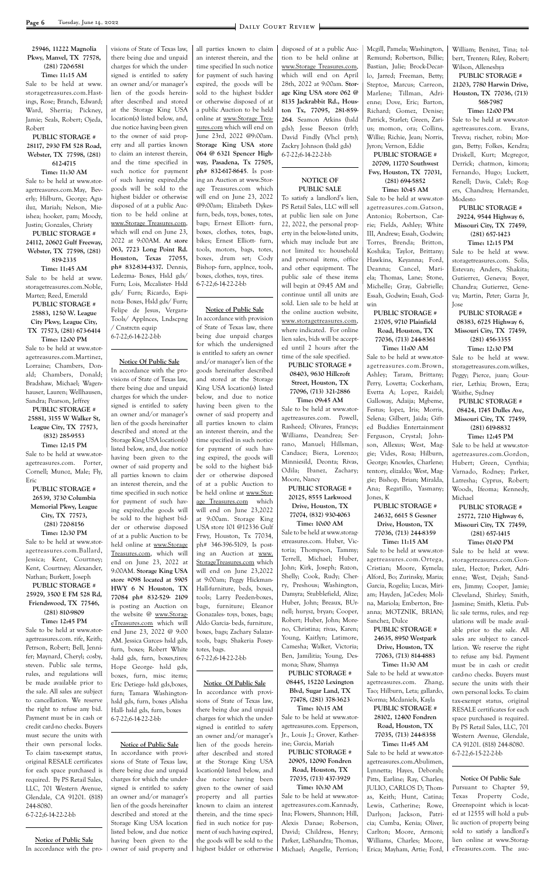**25946, 11222 Magnolia Pkwy, Manvel, TX 77578, (281) 720-6581**

**Time: 11:15 AM**

Sale to be held at www.storagetreasures.com.Hastings, Rose; Branch, Edward; Ward, Sherria; Pickney, Jamie; Seals, Robert; Ojeda, Robert

**PUBLIC STORAGE # 28117, 2930 FM 528 Road, Webster, TX 77598, (281) 612-4715**

**Time: 11:30 AM**

Sale to be held at www.storagetreasures.com.May, Beverly; Hilburn, George; Aguiluz, Mariah; Nelson, Mieishea; hooker, pam; Moody, Justin; Gonzales, Christy

**PUBLIC STORAGE # 24112, 20602 Gulf Freeway, Webster, TX 77598, (281) 819-2335**

**Time: 11:45 AM**

Sale to be held at www.storagetreasures.com.Noble, Martez; Reed, Emerald

**PUBLIC STORAGE # 25883, 1250 W. League City Pkwy, League City, TX 77573, (281) 673-6414**

**Time: 12:00 PM**

Sale to be held at www.storagetreasures.com.Martinez, Lorraine; Chambers, Donald; Chambers, Donald; Bradshaw, Michael; Wagenhauser, Lauren; Wellhausen, Sandra; Pearson, Jeffrey

**PUBLIC STORAGE # 25881, 3155 W Walker St, League City, TX 77573, (832) 285-9553**

**Time: 12:15 PM**

Sale to be held at www.storagetreasures.com. Porter, Cornell; Munoz, Male; Fly, Eric

**PUBLIC STORAGE # 26539, 3730 Columbia Memorial Pkwy, League City, TX 77573, (281) 720-8156**

**Time: 12:30 PM**

Sale to be held at www.storagetreasures.com.Ballard, Jessica; Kent, Courtney; Kent, Courtney; Alexander, Nathan; Burkett, Joseph

**PUBLIC STORAGE # 25929, 3500 E FM 528 Rd, Friendswood, TX 77546, (281) 810-9809**

**Time: 12:45 PM**

Sale to be held at www.storagetreasures.com. rife, Keith; Petrson, Robert; Bell, Jennifer; Maynard, Cheryl; cosby, steven. Public sale terms, rules, and regulations will be made available prior to the sale. All sales are subject to cancellation. We reserve the right to refuse any bid. Payment must be in cash or credit card-no checks. Buyers must secure the units with their own personal locks. To claim tax-exempt status, original RESALE certificates for each space purchased is required. By PS Retail Sales, LLC, 701 Western Avenue, Glendale, CA 91201. (818) 244-8080.

6-7-22;6-14-22-2-bb

---

**Notice of Public Sale**

In accordance with the provisions of State of Texas law, there being due and unpaid charges for which the undersigned is entitled to safety an owner and/or manager's lien of the goods hereinafter described and stored at the Storage King USA location(s) listed below, and, due notice having been given to the owner of said property and all parties known to claim an interest therein, and the time specified in such notice for payment of such having expired,the goods will be sold to the highest bidder or otherwise disposed of at a public Auction to be held online at www.Storage Treasures.com, which will end on June 23, 2022 at 9:00AM. **At store 063, 7723 Long Point Rd. Houston, Texas 77055, ph# 832-834-4337.** Dennis, Ledezma- Boxes, Hsld gds/ Furn; Lois, Mccalister- Hsld gds/ Furn; Ricardo, Espinoza- Boxes, Hsld gds/ Furn; Felipe de Jesus, Vergara- Tools/ Applnces, Lndscpng / Cnstrctn equip

6-7-22;6-14-22-2-bb

---

**Notice Of Public Sale**

In accordance with the provisions of State of Texas law, there being due and unpaid charges for which the undersigned is entitled to safety an owner and/or manager's lien of the goods hereinafter described and stored at the Storage King USA location(s) listed below, and, due notice having been given to the owner of said property and all parties known to claim an interest therein, and the time specified in such notice for payment of such having expired,the goods will be sold to the highest bidder or otherwise disposed of at a public Auction to be held online at www.Storage Treasures.com, which will end on June 23, 2022 at 9:00AM. **Storage King USA store #098 located at 5905 HWY 6 N Houston, TX 77084 ph# 832-529- 2109** is posting an Auction on the website @ www.StorageTreasures.com which will end June 23, 2022 @ 9:00 AM. Jessica Garces- hsld gds, furn, boxes; Robert White -hsld gds, furn, boxes,tires; Hope George- hsld gds, boxes, furn, misc items; Eric Detiege- hsld gds,boxes, furn; Tamara Washington-hsld gds, furn, boxes ;Alisha Hall- hsld gds, furn, boxes

6-7-22;6-14-22-2-bb

---

**Notice of Public Sale**

In accordance with provisions of State of Texas law, there being due and unpaid charges for which the undersigned is entitled to safety an owner and/or manager's lien of the goods hereinafter described and stored at the Storage King USA location listed below, and due notice having been given to the owner of said property and all parties known to claim an interest therein, and the time specified In such notice for payment of such having expired, the goods will be sold to the highest bidder or otherwise disposed of at a public Auction to be held online at www.Storage Treasures.com which will end on June 23rd, 2022 @9:00am. **Storage King USA store 064 @ 6321 Spencer Highway, Pasadena, Tx 77505, ph# 832-617-8645**. Is posting an Auction at www.Storage Treasures.com which will end on June 23, 2022 @9:00am; Elizabeth Dykes-furn, beds, toys, boxes, totes, bags; Ernest Elliott- furn, boxes, clothes, totes, bags, bikes; Ernest Elliott- furn, tools, motors, bags, totes, boxes, drum set; Cody Bishop- furn, applnce, tools, boxes, clothes, toys, tires.

6-7-22;6-14-22-2-bb

---

**Notice of Public Sale**

In accordance with provision of State of Texas law, there being due unpaid charges for which the undersigned is entitled to safety an owner and/or manager's lien of the goods hereinafter described and stored at the Storage King USA location(s) listed below, and due to notice having been given to the owner of said property and all parties known to claim an interest therein, and the time specified in such notice for payment of such having expired, the goods will be sold to the highest bidder or otherwise disposed of at a public Auction to be held online at www.Storage Treasures.com which will end on June 23,2022 at 9:00am. Storage King USA store 101 @12336 Gulf Frwy, Houston, Tx 77034, ph# 346-396-5109, Is posting an Auction at www.StorageTreasures.com which will end on June 23,2022 at 9:00am; Peggy Hickman-Hall-furniture, beds, boxes, tools; Larry Peeden-boxes, bags, furniture; Eleanor Gonazales- toys, boxes, bags; Aldo Garcia- beds, furniture, boxes, bags; Zachary Salazar-tools, bags; Shakeria Posey-totes, bags.

6-7-22;6-14-22-2-bb

---

**Notice Of Public Sale**

In accordance with provisions of State of Texas law, there being due and unpaid charges for which the undersigned is entitled to safety an owner and/or manager's lien of the goods hereinafter described and stored at the Storage King USA location(s) listed below, and due notice having been given to the owner of said property and all parties known to claim an interest therein, and the time specified in such notice for payment of such having expired, the goods will be sold to the highest bidder or otherwise disposed of at a public Auction to be held online at www.Storage Treasures.com, which will end on April 28th, 2022 at 9:00am. **Storage King USA store 062 @ 8135 Jackrabbit Rd., Houston Tx, 77095, 281-859-264**. Seamon Atkins (hsld gds); Jesse Beeson (trlr); David Findly (Vhcl prts); Zackry Johnson (hsld gds)

6-7-22;6-14-22-2-bb

---

**NOTICE OF PUBLIC SALE**

To satisfy a landlord's lien, PS Retail Sales, LLC will sell at public lien sale on June 22, 2022, the personal property in the below-listed units, which may include but are not limited to: household and personal items, office and other equipment. The public sale of these items will begin at 09:45 AM and continue until all units are sold. Lien sale to be held at the online auction website, www.storagetreasures.com, where indicated. For online lien sales, bids will be accepted until 2 hours after the time of the sale specified.

**PUBLIC STORAGE # 08403, 9630 Hillcroft Street, Houston, TX 77096, (713) 321-2886**

**Time: 09:45 AM**

Sale to be held at www.storagetreasures.com. Powell, Rasheed; Olivares, Francys; Williams, Deandrea; Serrano, Manuel; Hillsman, Candace; Biera, Lorenzo; Minniesild, Deonta; Rivas, Odila; Ibanez, Zachary; Moore, Nancy

**PUBLIC STORAGE # 20125, 8555 Larkwood Drive, Houston, TX 77074, (832) 930-4063**

**Time: 10:00 AM**

Sale to be held at www.storagetreasures.com. Huber, Victoria; Thompson, Tammy; Terrell, Michael; Huber, John; Kirk, Joseph; Razon, Shelly; Cook, Rudy; Cherry, Preshous; Washington, Damyra; Stubblefield, Alize; Huber, John; Breaux, BUrnell; hurysz, bryan; Cooper, Robert; Huber, John; Moreno, Christina; rivas, Karen; Young, Kaitlyn; Latimore, Camesha; Walker, Victoria; Ben, Jamilitia; Young, Desmona; Shaw, Shamya

**PUBLIC STORAGE # 08445, 15220 Lexington Blvd, Sugar Land, TX 77478, (281) 378-3623**

**Time: 10:15 AM**

Sale to be held at www.storagetreasures.com. Epperson, Jr., Louis J.; Grover, Katherine; Garcia, Mariah

**PUBLIC STORAGE # 20905, 12090 Fondren Road, Houston, TX 77035, (713) 437-3929**

**Time: 10:30 AM**

Sale to be held at www.storagetreasures.com.Kannady, Ina; Flowers, Shannon; Hill, Alexis Danae; Roberson, David; Childress, Henry; Parker, LaShandra; Thomas, Michael; Angelle, Perrion; Mcgill, Pamela; Washington, Remund; Robertson, Billie; Bastian, Julie; Brock-Decarlo, Jarred; Freeman, Betty; Steptoe, Marcus; Carreon, Marlene; Tillman, Adrienne; Dove, Eric; Barton, Richard; Gomez, Denise; Patrick, Starlet; Green, Zarius; momon, ora; Collins, Willie; Richie, Jean; Norris, Jyron; Vernon, Eddie

**PUBLIC STORAGE # 20709, 11770 Southwest Fwy, Houston, TX 77031, (281) 694-5852**

**Time: 10:45 AM**

Sale to be held at www.storagetreasures.com.Gatson, Antonio; Robertson, Carrie; Fields, Ashley; White III, Andrew; Essah, Godwin; Torres, Brenda; Britton, Koshika; Taylor, Brittany; Hawkins, Keyanna; Ford, Deanna; Cancel, Mariela; Thomas, Lane; Stone, Michelle; Gray, Gabrielle; Essah, Godwin; Essah, Godwin

**PUBLIC STORAGE # 23705, 9710 Plainfield Road, Houston, TX 77036, (713) 244-8361**

**Time: 11:00 AM**

Sale to be held at www.storagetreasures.com.Brown, Ashley; Taram, Brittany; Perry, Lovetta; Cockerham, Evetta A; Lopez, Raidel; Galloway, Adaija; Mgbeme, Festus; lopez, Iris; Morris, Selena; Gilbert, Jaida; Gifted Buddies Entertainment Ferguson, Crystal; Johnson, Allexus; West, Maggie; Vides, Rosa; Hilburn, George; Knowles, Charlene; tentory, elizaldo; West, Maggie; Bishop, Brian; Miralda, Ana; Regatillo, Yasmany; Jones, K

**PUBLIC STORAGE # 24632, 6615 S Gessner Drive, Houston, TX 77036, (713) 244-8359**

**Time: 11:15 AM**

Sale to be held at www.storagetreasures.com.Ortega, Cristian; Moore, Kymela; Alford, Bo; Zurinsky, Maria; Garcia, Rogelia; Lucas, Miriam; Hayden, JaCedes; Molina, Mariola; Emberton, Breanna; MOTZNIK, BRIAN; Sanchez, Dulce

**PUBLIC STORAGE # 24635, 8950 Westpark Drive, Houston, TX 77063, (713) 814-4883**

**Time: 11:30 AM**

Sale to be held at www.storagetreasures.com. Zhang, Tao; Hilburn, Leta; gallardo, Norma; Mcdaniels, Kayla

**PUBLIC STORAGE # 28102, 12400 Fondren Road, Houston, TX 77035, (713) 244-8358**

**Time: 11:45 AM**

Sale to be held at www.storagetreasures.com.Abulimen, Lynnetta; Hayes, Deborah; Pitts, Earline; Ray, Charles; JULIO, CARLOS D; Thomas, Keith; Hunt, Catina; Lewis, Catherine; Rowe, Darlyon; Jackson, Patricia; Cumba, Kenia; Oliver, Carlton; Moore, Armoni; Williams, Charles; Moore, Erica; Mayham, Artie; Ford, William; Benitez, Tina; tolbert, Trenten; Riley, Robert; Wilson, Alleneshya

**PUBLIC STORAGE # 21203, 7780 Harwin Drive, Houston, TX 77036, (713) 568-7987**

**Time: 12:00 PM**

Sale to be held at www.storagetreasures.com. Evans, Trevva; rischer, robin; Morgan, Betty; Folkes, Kendra; Driskell, Kurt; Mcgregor, Derrick; chatmon, kimora; Fernando, Hugo; Luckett, Renell; Davis, Caleb; Rogers, Chandrea; Hernandez, Modesto

**PUBLIC STORAGE # 29224, 9544 Highway 6, Missouri City, TX 77459, (281) 657-1423**

**Time: 12:15 PM**

Sale to be held at www.storagetreasures.com. Solis, Estevan; Anders, Shakita; Gutierrez, Geneva; Boyer, Chandra; Gutierrez, Geneva; Martin, Peter; Garza Jr, Jose

**PUBLIC STORAGE # 08383, 6725 Highway 6, Missouri City, TX 77459, (281) 456-3355**

**Time: 12:30 PM**

Sale to be held at www.storagetreasures.com.wilkes, Peggy; Pierce, juan; Gourrier, Lethia; Brown, Ezra; Waithe, Sydney

**PUBLIC STORAGE # 08424, 1745 Dulles Ave, Missouri City, TX 77459, (281) 619-8832**

**Time: 12:45 PM**

Sale to be held at www.storagetreasures.com.Gordon, Hubert; Green, Cynthia; Varnado, Rodney; Parker, Latresha; Cyprus, Robert; Woods, Ifeoma; Kennedy, Michael

**PUBLIC STORAGE # 25772, 7210 Highway 6, Missouri City, TX 77459, (281) 657-1415**

**Time: 01:00 PM**

Sale to be held at www.storagetreasures.com.Gonzalez, Hector; Parker, Adrienne; West, Dejah; Sanders, Jimmy; Cooper, Jamie; Cleveland, Shirley; Smith, Jasmine; Smith, Kletia. Public sale terms, rules, and regulations will be made available prior to the sale. All sales are subject to cancellation. We reserve the right to refuse any bid. Payment must be in cash or credit card-no checks. Buyers must secure the units with their own personal locks. To claim tax-exempt status, original RESALE certificates for each space purchased is required. By PS Retail Sales, LLC, 701 Western Avenue, Glendale, CA 91201. (818) 244-8080.

6-7-22;6-15-22-2-bb

---

**Notice Of Public Sale**

Pursuant to Chapter 59, Texas Property Code, Greenspoint which is located at 12555 will hold a public auction of property being sold to satisfy a landlord's lien online at www.StorageTreasures.com. The auc-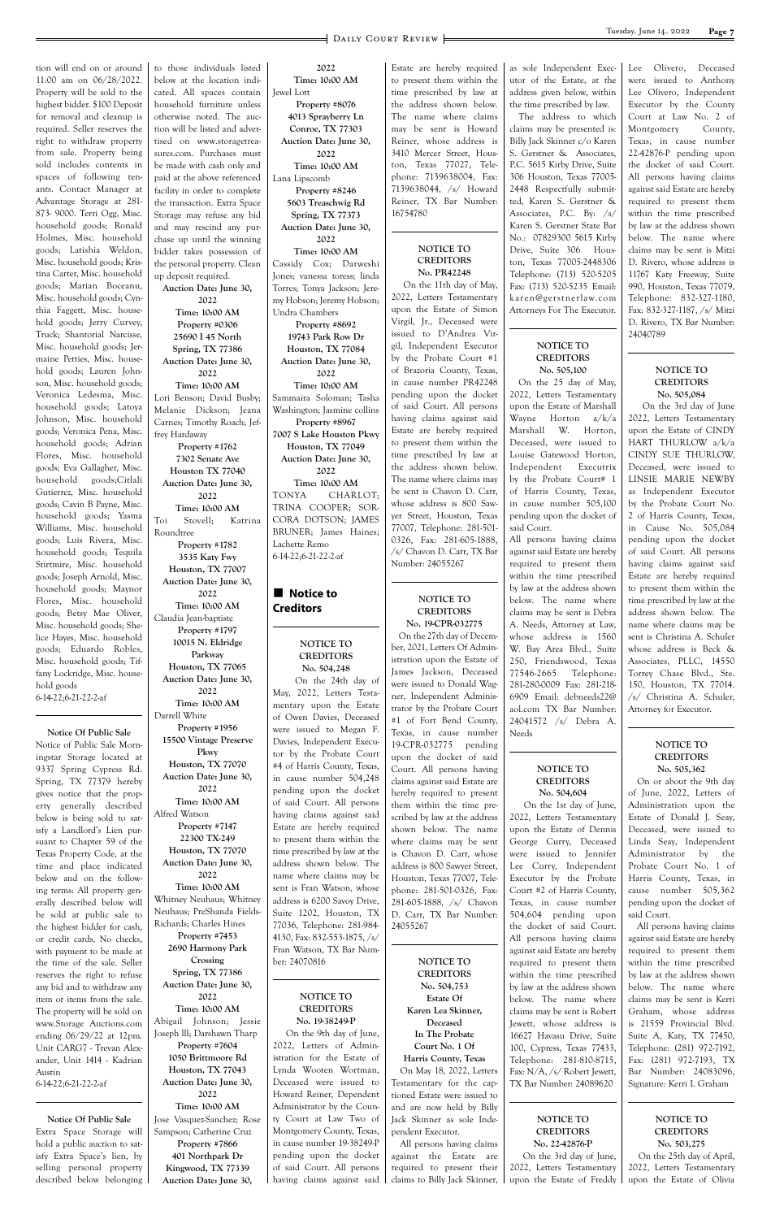tion will end on or around 11:00 am on 06/28/2022. Property will be sold to the highest bidder. $100 Deposit for removal and cleanup is required. Seller reserves the right to withdraw property from sale. Property being sold includes contents in spaces of following tenants. Contact Manager at Advantage Storage at 281-873- 9000. Terri Ogg, Misc. household goods; Ronald Holmes, Misc. household goods; Latishia Weldon, Misc. household goods; Kristina Carter, Misc. household goods; Marian Boceanu, Misc. household goods; Cynthia Faggett, Misc. household goods; Jerry Curvey, Truck; Shantorial Narcisse, Misc. household goods; Jermaine Petties, Misc. household goods; Lauren Johnson, Misc. household goods; Veronica Ledesma, Misc. household goods; Latoya Johnson, Misc. household goods; Veronica Pena, Misc. household goods; Adrian Flores, Misc. household goods; Eva Gallagher, Misc. household goods;Citlali Gutierrez, Misc. household goods; Cavin B Payne, Misc. household goods; Yasma Williams, Misc. household goods; Luis Rivera, Misc. household goods; Tequila Stirtmire, Misc. household goods; Joseph Arnold, Misc. household goods; Maynor Flores, Misc. household goods; Betsy Mae Oliver, Misc. household goods; Shelice Hayes, Misc. household goods; Eduardo Robles, Misc. household goods; Tiffany Lockridge, Misc. household goods
6-14-22;6-21-22-2-af

**Notice Of Public Sale**

Notice of Public Sale Morningstar Storage located at 9337 Spring Cypress Rd. Spring, TX 77379 hereby gives notice that the property generally described below is being sold to satisfy a Landlord's Lien pursuant to Chapter 59 of the Texas Property Code, at the time and place indicated below and on the following terms: All property generally described below will be sold at public sale to the highest bidder for cash, or credit cards, No checks, with payment to be made at the time of the sale. Seller reserves the right to refuse any bid and to withdraw any item or items from the sale. The property will be sold on www.Storage Auctions.com ending 06/29/22 at 12pm. Unit CARG7 - Trevan Alexander, Unit 1414 - Kadrian Austin
6-14-22;6-21-22-2-af

**Notice Of Public Sale**

Extra Space Storage will hold a public auction to satisfy Extra Space's lien, by selling personal property described below belonging to those individuals listed below at the location indicated. All spaces contain household furniture unless otherwise noted. The auction will be listed and advertised on www.storagetreasures.com. Purchases must be made with cash only and paid at the above referenced facility in order to complete the transaction. Extra Space Storage may refuse any bid and may rescind any purchase up until the winning bidder takes possession of the personal property. Clean up deposit required.

**Auction Date: June 30, 2022**
**Time: 10:00 AM**
**Property #0306**
**25690 I 45 North**
**Spring, TX 77386**
**Auction Date: June 30, 2022**
**Time: 10:00 AM**
Lori Benson; David Busby; Melanie Dickson; Jeana Carnes; Timothy Roach; Jeffrey Hardaway

**Property #1762**
**7302 Senate Ave**
**Houston TX 77040**
**Auction Date: June 30, 2022**
**Time: 10:00 AM**
Toi Stovell; Katrina Roundtree

**Property #1782**
**3535 Katy Fwy**
**Houston, TX 77007**
**Auction Date: June 30, 2022**
**Time: 10:00 AM**
Claudia Jean-baptiste

**Property #1797**
**10015 N. Eldridge Parkway**
**Houston, TX 77065**
**Auction Date: June 30, 2022**
**Time: 10:00 AM**
Darrell White

**Property #1956**
**15500 Vintage Preserve Pkwy**
**Houston, TX 77070**
**Auction Date: June 30, 2022**
**Time: 10:00 AM**
Alfred Watson

**Property #7147**
**22300 TX-249**
**Houston, TX 77070**
**Auction Date: June 30, 2022**
**Time: 10:00 AM**
Whitney Neuhaus; Whitney Neuhaus; PreShanda Fields-Richards; Charles Hines

**Property #7453**
**2690 Harmony Park Crossing**
**Spring, TX 77386**
**Auction Date: June 30, 2022**
**Time: 10:00 AM**
Abigail Johnson; Jessie Joseph III; Darshawn Tharp

**Property #7604**
**1050 Brittmoore Rd**
**Houston, TX 77043**
**Auction Date: June 30, 2022**
**Time: 10:00 AM**
Jose Vasquez-Sanchez; Rose Sampson; Catherine Cruz

**Property #7866**
**401 Northpark Dr**
**Kingwood, TX 77339**
**Auction Date: June 30, 2022**
**Time: 10:00 AM**
Jewel Lott

**Property #8076**
**4013 Sprayberry Ln**
**Conroe, TX 77303**
**Auction Date: June 30, 2022**
**Time: 10:00 AM**
Lana Lipscomb

**Property #8246**
**5603 Treaschwig Rd**
**Spring, TX 77373**
**Auction Date: June 30, 2022**
**Time: 10:00 AM**
Cassidy Cox; Darweshi Jones; vanessa toress; linda Torres; Tonya Jackson; Jeremy Hobson; Jeremy Hobson; Undra Chambers

**Property #8692**
**19743 Park Row Dr**
**Houston, TX 77084**
**Auction Date: June 30, 2022**
**Time: 10:00 AM**
Sammaira Soloman; Tasha Washington; Jasmine collins

**Property #8967**
**7007 S Lake Houston Pkwy**
**Houston, TX 77049**
**Auction Date: June 30, 2022**
**Time: 10:00 AM**
TONYA CHARLOT; TRINA COOPER; SORCORA DOTSON; JAMES BRUNER; James Haines; Lachette Remo
6-14-22;6-21-22-2-af

## Notice to Creditors

**NOTICE TO CREDITORS**
**No. 504,248**

On the 24th day of May, 2022, Letters Testamentary upon the Estate of Owen Davies, Deceased were issued to Megan F. Davies, Independent Executor by the Probate Court #4 of Harris County, Texas, in cause number 504,248 pending upon the docket of said Court. All persons having claims against said Estate are hereby required to present them within the time prescribed by law at the address shown below. The name where claims may be sent is Fran Watson, whose address is 6200 Savoy Drive, Suite 1202, Houston, TX 77036, Telephone: 281-984-4130, Fax: 832-553-1875, /s/ Fran Watson, TX Bar Number: 24070816

**NOTICE TO CREDITORS**
**No. 19-38249-P**

On the 9th day of June, 2022, Letters of Administration for the Estate of Lynda Wooten Wortman, Deceased were issued to Howard Reiner, Dependent Administrator by the County Court at Law Two of Montgomery County, Texas, in cause number 19-38249-P pending upon the docket of said Court. All persons having claims against said Estate are hereby required to present them within the time prescribed by law at the address shown below. The name where claims may be sent is Howard Reiner, whose address is 3410 Mercer Street, Houston, Texas 77027, Telephone: 7139638004, Fax: 7139638044, /s/ Howard Reiner, TX Bar Number: 16754780

**NOTICE TO CREDITORS**
**No. PR42248**

On the 11th day of May, 2022, Letters Testamentary upon the Estate of Simon Virgil, Jr., Deceased were issued to D'Andrea Virgil, Independent Executor by the Probate Court #1 of Brazoria County, Texas, in cause number PR42248 pending upon the docket of said Court. All persons having claims against said Estate are hereby required to present them within the time prescribed by law at the address shown below. The name where claims may be sent is Chavon D. Carr, whose address is 800 Sawyer Street, Houston, Texas 77007, Telephone: 281-501-0326, Fax: 281-605-1888, /s/ Chavon D. Carr, TX Bar Number: 24055267

**NOTICE TO CREDITORS**
**No. 19-CPR-032775**

On the 27th day of December, 2021, Letters Of Administration upon the Estate of James Jackson, Deceased were issued to Donald Wagner, Independent Administrator by the Probate Court #1 of Fort Bend County, Texas, in cause number 19-CPR-032775 pending upon the docket of said Court. All persons having claims against said Estate are hereby required to present them within the time prescribed by law at the address shown below. The name where claims may be sent is Chavon D. Carr, whose address is 800 Sawyer Street, Houston, Texas 77007, Telephone: 281-501-0326, Fax: 281-605-1888, /s/ Chavon D. Carr, TX Bar Number: 24055267

**NOTICE TO CREDITORS**
**No. 504,753**
**Estate Of**
**Karen Lea Skinner, Deceased**
**In The Probate Court No. 1 Of Harris County, Texas**

On May 18, 2022, Letters Testamentary for the captioned Estate were issued to and are now held by Billy Jack Skinner as sole Independent Executor.

All persons having claims against the Estate are required to present their claims to Billy Jack Skinner, as sole Independent Executor of the Estate, at the address given below, within the time prescribed by law.

The address to which claims may be presented is: Billy Jack Skinner c/o Karen S. Gerstner & Associates, P.C. 5615 Kirby Drive, Suite 306 Houston, Texas 77005-2448 Respectfully submitted, Karen S. Gerstner & Associates, P.C. By: /s/ Karen S. Gerstner State Bar No.: 07829300 5615 Kirby Drive, Suite 306 Houston, Texas 77005-2448306 Telephone: (713) 520-5205 Fax: (713) 520-5235 Email: karen@gerstnerlaw.com Attorneys For The Executor.

**NOTICE TO CREDITORS**
**No. 505,100**

On the 25 day of May, 2022, Letters Testamentary upon the Estate of Marshall Wayne Horton a/k/a Marshall W. Horton, Deceased, were issued to Louise Gatewood Horton, Independent Executrix by the Probate Court# 1 of Harris County, Texas, in cause number 505,100 pending upon the docket of said Court.

All persons having claims against said Estate are hereby required to present them within the time prescribed by law at the address shown below. The name where claims may be sent is Debra A. Needs, Attorney at Law, whose address is 1560 W. Bay Area Blvd., Suite 250, Friendswood, Texas 77546-2665 Telephone: 281-280-0009 Fax: 281-218-6909 Email: debneeds22@aol.com TX Bar Number: 24041572 /s/ Debra A. Needs

**NOTICE TO CREDITORS**
**No. 504,604**

On the 1st day of June, 2022, Letters Testamentary upon the Estate of Dennis George Curry, Deceased were issued to Jennifer Lee Curry, Independent Executor by the Probate Court #2 of Harris County, Texas, in cause number 504,604 pending upon the docket of said Court. All persons having claims against said Estate are hereby required to present them within the time prescribed by law at the address shown below. The name where claims may be sent is Robert Jewett, whose address is 16627 Havasu Drive, Suite 100, Cypress, Texas 77433, Telephone: 281-810-8715, Fax: N/A, /s/ Robert Jewett, TX Bar Number: 24089620

**NOTICE TO CREDITORS**
**No. 22-42876-P**

On the 3rd day of June, 2022, Letters Testamentary upon the Estate of Freddy Lee Olivero, Deceased were issued to Anthony Lee Olivero, Independent Executor by the County Court at Law No. 2 of Montgomery County, Texas, in cause number 22-42876-P pending upon the docket of said Court. All persons having claims against said Estate are hereby required to present them within the time prescribed by law at the address shown below. The name where claims may be sent is Mitzi D. Rivero, whose address is 11767 Katy Freeway, Suite 990, Houston, Texas 77079, Telephone: 832-327-1180, Fax: 832-327-1187, /s/ Mitzi D. Rivero, TX Bar Number: 24040789

**NOTICE TO CREDITORS**
**No. 505,084**

On the 3rd day of June 2022, Letters Testamentary upon the Estate of CINDY HART THURLOW a/k/a CINDY SUE THURLOW, Deceased, were issued to LINSIE MARIE NEWBY as Independent Executor by the Probate Court No. 2 of Harris County, Texas, in Cause No. 505,084 pending upon the docket of said Court. All persons having claims against said Estate are hereby required to present them within the time prescribed by law at the address shown below. The name where claims may be sent is Christina A. Schuler whose address is Beck & Associates, PLLC, 14550 Torrey Chase Blvd., Ste. 150, Houston, TX 77014. /s/ Christina A. Schuler, Attorney for Executor.

**NOTICE TO CREDITORS**
**No. 505,362**

On or about the 9th day of June, 2022, Letters of Administration upon the Estate of Donald J. Seay, Deceased, were issued to Linda Seay, Independent Administrator by the Probate Court No. 1 of Harris County, Texas, in cause number 505,362 pending upon the docket of said Court.

All persons having claims against said Estate are hereby required to present them within the time prescribed by law at the address shown below. The name where claims may be sent is Kerri Graham, whose address is 21559 Provincial Blvd. Suite A, Katy, TX 77450, Telephone: (281) 972-7192, Fax: (281) 972-7193, TX Bar Number: 24083096, Signature: Kerri L Graham

**NOTICE TO CREDITORS**
**No. 503,275**

On the 25th day of April, 2022, Letters Testamentary upon the Estate of Olivia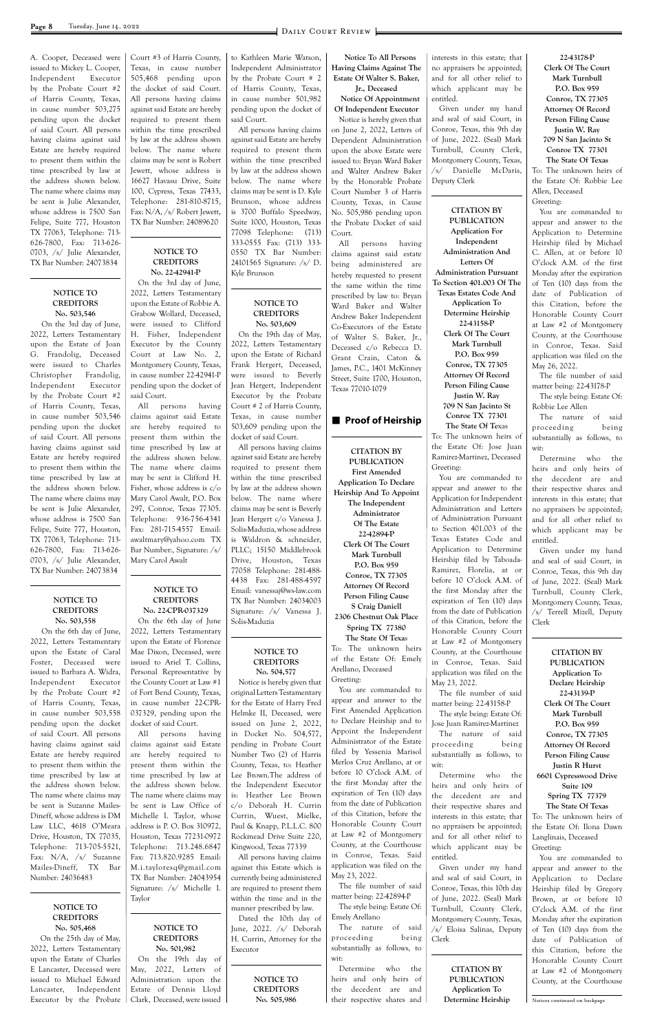A. Cooper, Deceased were issued to Mickey L. Cooper, Independent Executor by the Probate Court #2 of Harris County, Texas, in cause number 503,275 pending upon the docket of said Court. All persons having claims against said Estate are hereby required to present them within the time prescribed by law at the address shown below. The name where claims may be sent is Julie Alexander, whose address is 7500 San Felipe, Suite 777, Houston TX 77063, Telephone: 713-626-7800, Fax: 713-626-0703, /s/ Julie Alexander, TX Bar Number: 24073834

### NOTICE TO CREDITORS No. 503,546

On the 3rd day of June, 2022, Letters Testamentary upon the Estate of Joan G. Frandolig, Deceased were issued to Charles Christopher Frandolig, Independent Executor by the Probate Court #2 of Harris County, Texas, in cause number 503,546 pending upon the docket of said Court. All persons having claims against said Estate are hereby required to present them within the time prescribed by law at the address shown below. The name where claims may be sent is Julie Alexander, whose address is 7500 San Felipe, Suite 777, Houston, TX 77063, Telephone: 713-626-7800, Fax: 713-626-0703, /s/ Julie Alexander, TX Bar Number: 24073834

### NOTICE TO CREDITORS No. 503,558

On the 6th day of June, 2022, Letters Testamentary upon the Estate of Caral Foster, Deceased were issued to Barbara A. Widra, Independent Executor by the Probate Court #2 of Harris County, Texas, in cause number 503,558 pending upon the docket of said Court. All persons having claims against said Estate are hereby required to present them within the time prescribed by law at the address shown below. The name where claims may be sent is Suzanne Mailes-Dineff, whose address is DM Law LLC, 4618 O'Meara Drive, Houston, TX 77035, Telephone: 713-705-5521, Fax: N/A, /s/ Suzanne Mailes-Dineff, TX Bar Number: 24036483

### NOTICE TO CREDITORS No. 505,468

On the 25th day of May, 2022, Letters Testamentary upon the Estate of Charles E Lancaster, Deceased were issued to Michael Edward Lancaster, Independent Executor by the Probate Court #3 of Harris County, Texas, in cause number 505,468 pending upon the docket of said Court. All persons having claims against said Estate are hereby required to present them within the time prescribed by law at the address shown below. The name where claims may be sent is Robert Jewett, whose address is 16627 Havasu Drive, Suite 100, Cypress, Texas 77433, Telephone: 281-810-8715, Fax: N/A, /s/ Robert Jewett, TX Bar Number: 24089620

### NOTICE TO CREDITORS No. 22-42941-P

On the 3rd day of June, 2022, Letters Testamentary upon the Estate of Robbie A. Grabow Wollard, Deceased, were issued to Clifford H. Fisher, Independent Executor by the County Court at Law No. 2, Montgomery County, Texas, in cause number 22-42941-P pending upon the docket of said Court.

All persons having claims against said Estate are hereby required to present them within the time prescribed by law at the address shown below. The name where claims may be sent is Clifford H. Fisher, whose address is c/o Mary Carol Awalt, P.O. Box 297, Conroe, Texas 77305. Telephone: 936-756-4341 Fax: 281-715-4557 Email: awaltmary@yahoo.com TX Bar Number:, Signature: /s/ Mary Carol Awalt

### NOTICE TO CREDITORS No. 22-CPR-037329

On the 6th day of June 2022, Letters Testamentary upon the Estate of Florence Mae Dixon, Deceased, were issued to Ariel T. Collins, Personal Representative by the County Court at Law #1 of Fort Bend County, Texas, in cause number 22-CPR-037329, pending upon the docket of said Court.

All persons having claims against said Estate are hereby required to present them within the time prescribed by law at the address shown below. The name where claims may be sent is Law Office of Michelle I. Taylor, whose address is P. O. Box 310972, Houston, Texas 77231-0972 Telephone: 713.248.6847 Fax: 713.820.9285 Email: M.i.tayloresq@gmail.com TX Bar Number: 24043954 Signature: /s/ Michelle I. Taylor

### NOTICE TO CREDITORS No. 501,982

On the 19th day of May, 2022, Letters of Administration upon the Estate of Dennis Lloyd Clark, Deceased, were issued to Kathleen Marie Watson, Independent Administrator by the Probate Court # 2 of Harris County, Texas, in cause number 501,982 pending upon the docket of said Court.

All persons having claims against said Estate are hereby required to present them within the time prescribed by law at the address shown below. The name where claims may be sent is D. Kyle Brunson, whose address is 3700 Buffalo Speedway, Suite 1000, Houston, Texas 77098 Telephone: (713) 333-0555 Fax: (713) 333-0550 TX Bar Number: 24101565 Signature: /s/ D. Kyle Brunson

### NOTICE TO CREDITORS No. 503,609

On the 19th day of May, 2022, Letters Testamentary upon the Estate of Richard Frank Hergert, Deceased, were issued to Beverly Jean Hergert, Independent Executor by the Probate Court # 2 of Harris County, Texas, in cause number 503,609 pending upon the docket of said Court.

All persons having claims against said Estate are hereby required to present them within the time prescribed by law at the address shown below. The name where claims may be sent is Beverly Jean Hergert c/o Vanessa J. Solis-Maduzia, whose address is Waldron & schneider, PLLC; 15150 Middlebrook Drive, Houston, Texas 77058 Telephone: 281-488-4438 Fax: 281-488-4597 Email: vanessaj@ws-law.com TX Bar Number: 24034003 Signature: /s/ Vanessa J. Solis-Maduzia

### NOTICE TO CREDITORS No. 504,577

Notice is hereby given that original Letters Testamentary for the Estate of Harry Fred Helmke II, Deceased, were issued on June 2, 2022, in Docket No. 504,577, pending in Probate Court Number Two (2) of Harris County, Texas, to: Heather Lee Brown.The address of the Independent Executor is: Heather Lee Brown c/o Deborah H. Currin Currin, Wuest, Mielke, Paul & Knapp, P.L.L.C. 800 Rockmead Drive Suite 220, Kingwood, Texas 77339

All persons having claims against this Estate which is currently being administered are required to present them within the time and in the manner prescribed by law.

Dated the 10th day of June, 2022. /s/ Deborah H. Currin, Attorney for the Executor

### NOTICE TO CREDITORS No. 505,986

**Notice To All Persons Having Claims Against The Estate Of Walter S. Baker, Jr., Deceased**

**Notice Of Appointment Of Independent Executor**

Notice is hereby given that on June 2, 2022, Letters of Dependent Administration upon the above Estate were issued to: Bryan Ward Baker and Walter Andrew Baker by the Honorable Probate Court Number 3 of Harris County, Texas, in Cause No. 505,986 pending upon the Probate Docket of said Court.

All persons having claims against said estate being administered are hereby requested to present the same within the time prescribed by law to: Bryan Ward Baker and Walter Andrew Baker Independent Co-Executors of the Estate of Walter S. Baker, Jr., Deceased c/o Rebecca D. Grant Crain, Caton & James, P.C., 1401 McKinney Street, Suite 1700, Houston, Texas 77010-1079

## Proof of Heirship

### CITATION BY PUBLICATION

**First Amended Application To Declare Heirship And To Appoint The Independent Administrator Of The Estate**
**22-42894-P**
**Clerk Of The Court**
**Mark Turnbull**
**P.O. Box 959**
**Conroe, TX 77305**
**Attorney Of Record**
**Person Filing Cause**
**S Craig Daniell**
**2306 Chestnut Oak Place**
**Spring TX 77380**
**The State Of Texas**

To: The unknown heirs of the Estate Of: Emely Arellano, Deceased

Greeting:

You are commanded to appear and answer to the First Amended Application to Declare Heirship and to Appoint the Independent Administrator of the Estate filed by Yessenia Marisol Merlos Cruz Arellano, at or before 10 O'clock A.M. of the first Monday after the expiration of Ten (10) days from the date of Publication of this Citation, before the Honorable County Court at Law #2 of Montgomery County, at the Courthouse in Conroe, Texas. Said application was filed on the May 23, 2022.

The file number of said matter being: 22-42894-P

The style being: Estate Of: Emely Arellano

The nature of said proceeding being substantially as follows, to wit:

Determine who the heirs and only heirs of the decedent are and their respective shares and interests in this estate; that no appraisers be appointed; and for all other relief to which applicant may be entitled.

Given under my hand and seal of said Court, in Conroe, Texas, this 9th day of June, 2022. (Seal) Mark Turnbull, County Clerk, Montgomery County, Texas, /s/ Danielle McDaris, Deputy Clerk

### CITATION BY PUBLICATION

**Application For Independent Administration And Letters Of Administration Pursuant To Section 401.003 Of The Texas Estates Code And Application To Determine Heirship**
**22-43158-P**
**Clerk Of The Court**
**Mark Turnbull**
**P.O. Box 959**
**Conroe, TX 77305**
**Attorney Of Record**
**Person Filing Cause**
**Justin W. Ray**
**709 N San Jacinto St**
**Conroe TX 77301**
**The State Of Texas**

To: The unknown heirs of the Estate Of: Jose Juan Ramirez-Martinez, Deceased

Greeting:

You are commanded to appear and answer to the Application for Independent Administration and Letters of Administration Pursuant to Section 401.003 of the Texas Estates Code and Application to Determine Heirship filed by Taboada-Ramirez, Florelia, at or before 10 O'clock A.M. of the first Monday after the expiration of Ten (10) days from the date of Publication of this Citation, before the Honorable County Court at Law #2 of Montgomery County, at the Courthouse in Conroe, Texas. Said application was filed on the May 23, 2022.

The file number of said matter being: 22-43158-P

The style being: Estate Of: Jose Juan Ramirez-Martinez

The nature of said proceeding being substantially as follows, to wit:

Determine who the heirs and only heirs of the decedent are and their respective shares and interests in this estate; that no appraisers be appointed; and for all other relief to which applicant may be entitled.

Given under my hand and seal of said Court, in Conroe, Texas, this 10th day of June, 2022. (Seal) Mark Turnbull, County Clerk, Montgomery County, Texas, /s/ Eloisa Salinas, Deputy Clerk

### CITATION BY PUBLICATION

**Application To Determine Heirship**
**22-43178-P**
**Clerk Of The Court**
**Mark Turnbull**
**P.O. Box 959**
**Conroe, TX 77305**
**Attorney Of Record**
**Person Filing Cause**
**Justin W. Ray**
**709 N San Jacinto St**
**Conroe TX 77301**
**The State Of Texas**

To: The unknown heirs of the Estate Of: Robbie Lee Allen, Deceased

Greeting:

You are commanded to appear and answer to the Application to Determine Heirship filed by Michael C. Allen, at or before 10 O'clock A.M. of the first Monday after the expiration of Ten (10) days from the date of Publication of this Citation, before the Honorable County Court at Law #2 of Montgomery County, at the Courthouse in Conroe, Texas. Said application was filed on the May 26, 2022.

The file number of said matter being: 22-43178-P

The style being: Estate Of: Robbie Lee Allen

The nature of said proceeding being substantially as follows, to wit:

Determine who the heirs and only heirs of the decedent are and their respective shares and interests in this estate; that no appraisers be appointed; and for all other relief to which applicant may be entitled.

Given under my hand and seal of said Court, in Conroe, Texas, this 9th day of June, 2022. (Seal) Mark Turnbull, County Clerk, Montgomery County, Texas, /s/ Terrell Mizell, Deputy Clerk

### CITATION BY PUBLICATION

**Application To Declare Heirship**
**22-43139-P**
**Clerk Of The Court**
**Mark Turnbull**
**P.O. Box 959**
**Conroe, TX 77305**
**Attorney Of Record**
**Person Filing Cause**
**Justin R Hurst**
**6601 Cypresswood Drive Suite 109**
**Spring TX 77379**
**The State Of Texas**

To: The unknown heirs of the Estate Of: Ilona Dawn Langlinais, Deceased

Greeting:

You are commanded to appear and answer to the Application to Declare Heirship filed by Gregory Brown, at or before 10 O'clock A.M. of the first Monday after the expiration of Ten (10) days from the date of Publication of this Citation, before the Honorable County Court at Law #2 of Montgomery County, at the Courthouse

Notices continued on backpage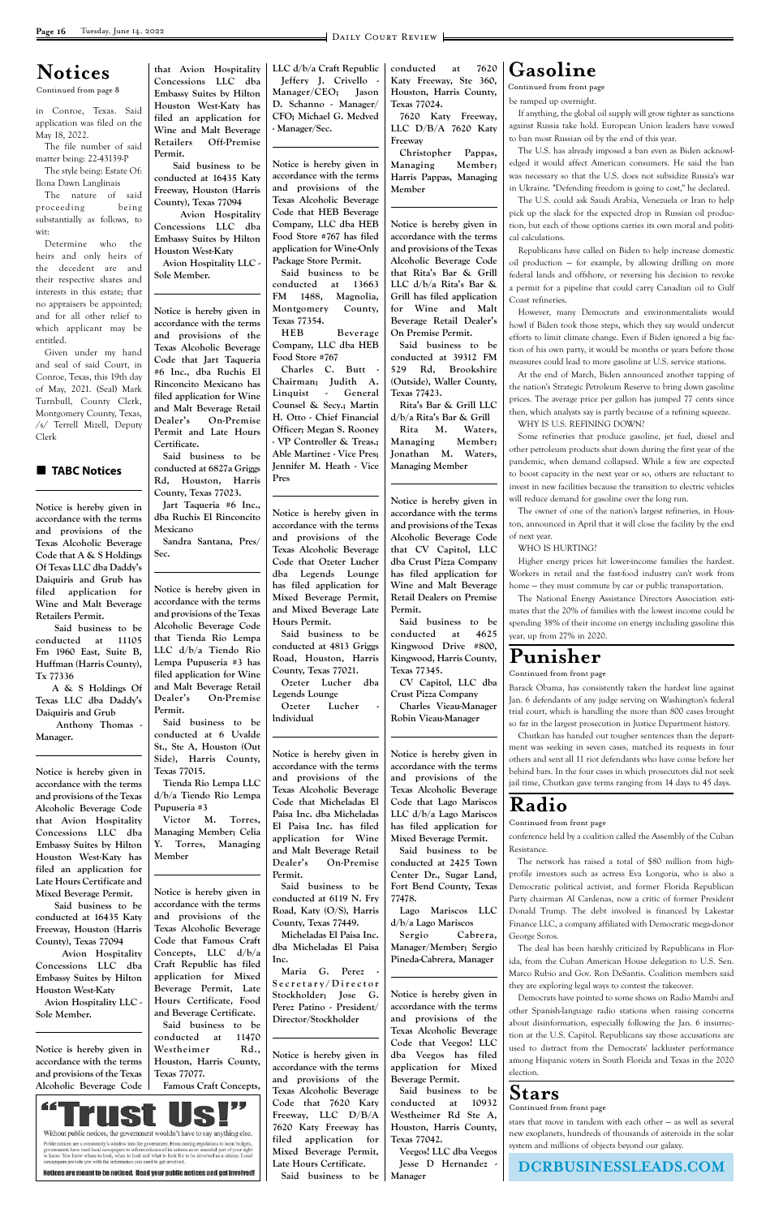# Notices

Continued from page 8

in Conroe, Texas. Said application was filed on the May 18, 2022.

The file number of said matter being: 22-43139-P

The style being: Estate Of: Ilona Dawn Langlinais

The nature of said proceeding being substantially as follows, to wit:

Determine who the heirs and only heirs of the decedent are and their respective shares and interests in this estate; that no appraisers be appointed; and for all other relief to which applicant may be entitled.

Given under my hand and seal of said Court, in Conroe, Texas, this 19th day of May, 2021. (Seal) Mark Turnbull, County Clerk, Montgomery County, Texas, /s/ Terrell Mizell, Deputy Clerk

## TABC Notices

**Notice is hereby given in accordance with the terms and provisions of the Texas Alcoholic Beverage Code that A & S Holdings Of Texas LLC dba Daddy's Daiquiris and Grub has filed application for Wine and Malt Beverage Retailers Permit.**

**Said business to be conducted at 11105 Fm 1960 East, Suite B, Huffman (Harris County), Tx 77336**

**A & S Holdings Of Texas LLC dba Daddy's Daiquiris and Grub**

**Anthony Thomas - Manager.**

---

**Notice is hereby given in accordance with the terms and provisions of the Texas Alcoholic Beverage Code that Avion Hospitality Concessions LLC dba Embassy Suites by Hilton Houston West-Katy has filed an application for Late Hours Certificate and Mixed Beverage Permit.**

**Said business to be conducted at 16435 Katy Freeway, Houston (Harris County), Texas 77094**

**Avion Hospitality Concessions LLC dba Embassy Suites by Hilton Houston West-Katy**

**Avion Hospitality LLC - Sole Member.**

---

**Notice is hereby given in accordance with the terms and provisions of the Texas Alcoholic Beverage Code that Avion Hospitality Concessions LLC dba Embassy Suites by Hilton Houston West-Katy has filed an application for Wine and Malt Beverage Retailers Off-Premise Permit.**

**Said business to be conducted at 16435 Katy Freeway, Houston (Harris County), Texas 77094**

**Avion Hospitality Concessions LLC dba Embassy Suites by Hilton Houston West-Katy**

**Avion Hospitality LLC - Sole Member.**

---

**Notice is hereby given in accordance with the terms and provisions of the Texas Alcoholic Beverage Code that Jart Taqueria #6 Inc., dba Ruchis El Rinconcito Mexicano has filed application for Wine and Malt Beverage Retail Dealer's On-Premise Permit and Late Hours Certificate.**

**Said business to be conducted at 6827a Griggs Rd, Houston, Harris County, Texas 77023.**

**Jart Taqueria #6 Inc., dba Ruchis El Rinconcito Mexicano**

**Sandra Santana, Pres/Sec.**

---

**Notice is hereby given in accordance with the terms and provisions of the Texas Alcoholic Beverage Code that Tienda Rio Lempa LLC d/b/a Tiendo Rio Lempa Pupuseria #3 has filed application for Wine and Malt Beverage Retail Dealer's On-Premise Permit.**

**Said business to be conducted at 6 Uvalde St., Ste A, Houston (Out Side), Harris County, Texas 77015.**

**Tienda Rio Lempa LLC d/b/a Tiendo Rio Lempa Pupuseria #3**

**Victor M. Torres, Managing Member; Celia Y. Torres, Managing Member**

---

**Notice is hereby given in accordance with the terms and provisions of the Texas Alcoholic Beverage Code that Famous Craft Concepts, LLC d/b/a Craft Republic has filed application for Mixed Beverage Permit, Late Hours Certificate, Food and Beverage Certificate.**

**Said business to be conducted at 11470 Westheimer Rd., Houston, Harris County, Texas 77077.**

**Famous Craft Concepts, LLC d/b/a Craft Republic**

**Jeffery J. Crivello - Manager/CEO; Jason D. Schanno - Manager/CFO; Michael G. Medved - Manager/Sec.**

---

**Notice is hereby given in accordance with the terms and provisions of the Texas Alcoholic Beverage Code that HEB Beverage Company, LLC dba HEB Food Store #767 has filed application for Wine-Only Package Store Permit.**

**Said business to be conducted at 13663 FM 1488, Magnolia, Montgomery County, Texas 77354.**

**HEB Beverage Company, LLC dba HEB Food Store #767**

**Charles C. Butt - Chairman; Judith A. Linquist - General Counsel & Secy.; Martin H. Otto - Chief Financial Officer; Megan S. Rooney - VP Controller & Treas.; Able Martinez - Vice Pres; Jennifer M. Heath - Vice Pres**

---

**Notice is hereby given in accordance with the terms and provisions of the Texas Alcoholic Beverage Code that Ozeter Lucher dba Legends Lounge has filed application for Mixed Beverage Permit, and Mixed Beverage Late Hours Permit.**

**Said business to be conducted at 4813 Griggs Road, Houston, Harris County, Texas 77021.**

**Ozeter Lucher dba Legends Lounge**

**Ozeter Lucher - Individual**

---

**Notice is hereby given in accordance with the terms and provisions of the Texas Alcoholic Beverage Code that Micheladas El Paisa Inc. dba Micheladas El Paisa Inc. has filed application for Wine and Malt Beverage Retail Dealer's On-Premise Permit.**

**Said business to be conducted at 6119 N. Fry Road, Katy (O/S), Harris County, Texas 77449.**

**Micheladas El Paisa Inc. dba Micheladas El Paisa Inc.**

**Maria G. Perez - Secretary/Director Stockholder; Jose G. Perez Patino - President/Director/Stockholder**

---

**Notice is hereby given in accordance with the terms and provisions of the Texas Alcoholic Beverage Code that 7620 Katy Freeway, LLC D/B/A 7620 Katy Freeway has filed application for Mixed Beverage Permit, Late Hours Certificate.**

**Said business to be conducted at 7620 Katy Freeway, Ste 360, Houston, Harris County, Texas 77024.**

**7620 Katy Freeway, LLC D/B/A 7620 Katy Freeway**

**Christopher Pappas, Managing Member; Harris Pappas, Managing Member**

---

**Notice is hereby given in accordance with the terms and provisions of the Texas Alcoholic Beverage Code that Rita's Bar & Grill LLC d/b/a Rita's Bar & Grill has filed application for Wine and Malt Beverage Retail Dealer's On Premise Permit.**

**Said business to be conducted at 39312 FM 529 Rd, Brookshire (Outside), Waller County, Texas 77423.**

**Rita's Bar & Grill LLC d/b/a Rita's Bar & Grill**

**Rita M. Waters, Managing Member; Jonathan M. Waters, Managing Member**

---

**Notice is hereby given in accordance with the terms and provisions of the Texas Alcoholic Beverage Code that CV Capitol, LLC dba Crust Pizza Company has filed application for Wine and Malt Beverage Retail Dealers on Premise Permit.**

**Said business to be conducted at 4625 Kingwood Drive #800, Kingwood, Harris County, Texas 77345.**

**CV Capitol, LLC dba Crust Pizza Company**

**Charles Vieau-Manager Robin Vieau-Manager**

---

**Notice is hereby given in accordance with the terms and provisions of the Texas Alcoholic Beverage Code that Lago Mariscos LLC d/b/a Lago Mariscos has filed application for Mixed Beverage Permit.**

**Said business to be conducted at 2425 Town Center Dr., Sugar Land, Fort Bend County, Texas 77478.**

**Lago Mariscos LLC d/b/a Lago Mariscos**

**Sergio Cabrera, Manager/Member; Sergio Pineda-Cabrera, Manager**

---

**Notice is hereby given in accordance with the terms and provisions of the Texas Alcoholic Beverage Code that Veegos! LLC dba Veegos has filed application for Mixed Beverage Permit.**

**Said business to be conducted at 10932 Westheimer Rd Ste A, Houston, Harris County, Texas 77042.**

**Veegos! LLC dba Veegos**

**Jesse D Hernandez - Manager**

---

# "Trust Us!"

Without public notices, the government wouldn't have to say anything else.

Public notices are a community's window into the government. From zoning regulations to local budgets, governments have used local newspapers to inform citizens of its actions as an essential part of your right to know. You know where to look, when to look and what to look for to be involved as a citizen. Local newspapers provide you with the information you need to get involved.

**Notices are meant to be noticed. Read your public notices and get involved!**

# Gasoline

Continued from front page

be ramped up overnight.

If anything, the global oil supply will grow tighter as sanctions against Russia take hold. European Union leaders have vowed to ban most Russian oil by the end of this year.

The U.S. has already imposed a ban even as Biden acknowledged it would affect American consumers. He said the ban was necessary so that the U.S. does not subsidize Russia's war in Ukraine. "Defending freedom is going to cost," he declared.

The U.S. could ask Saudi Arabia, Venezuela or Iran to help pick up the slack for the expected drop in Russian oil production, but each of those options carries its own moral and political calculations.

Republicans have called on Biden to help increase domestic oil production — for example, by allowing drilling on more federal lands and offshore, or reversing his decision to revoke a permit for a pipeline that could carry Canadian oil to Gulf Coast refineries.

However, many Democrats and environmentalists would howl if Biden took those steps, which they say would undercut efforts to limit climate change. Even if Biden ignored a big faction of his own party, it would be months or years before those measures could lead to more gasoline at U.S. service stations.

At the end of March, Biden announced another tapping of the nation's Strategic Petroleum Reserve to bring down gasoline prices. The average price per gallon has jumped 77 cents since then, which analysts say is partly because of a refining squeeze.

WHY IS U.S. REFINING DOWN?

Some refineries that produce gasoline, jet fuel, diesel and other petroleum products shut down during the first year of the pandemic, when demand collapsed. While a few are expected to boost capacity in the next year or so, others are reluctant to invest in new facilities because the transition to electric vehicles will reduce demand for gasoline over the long run.

The owner of one of the nation's largest refineries, in Houston, announced in April that it will close the facility by the end of next year.

WHO IS HURTING?

Higher energy prices hit lower-income families the hardest. Workers in retail and the fast-food industry can't work from home — they must commute by car or public transportation.

The National Energy Assistance Directors Association estimates that the 20% of families with the lowest income could be spending 38% of their income on energy including gasoline this year, up from 27% in 2020.

# Punisher

Continued from front page

Barack Obama, has consistently taken the hardest line against Jan. 6 defendants of any judge serving on Washington's federal trial court, which is handling the more than 800 cases brought so far in the largest prosecution in Justice Department history.

Chutkan has handed out tougher sentences than the department was seeking in seven cases, matched its requests in four others and sent all 11 riot defendants who have come before her behind bars. In the four cases in which prosecutors did not seek jail time, Chutkan gave terms ranging from 14 days to 45 days.

# Radio

Continued from front page

conference held by a coalition called the Assembly of the Cuban Resistance.

The network has raised a total of $80 million from high-profile investors such as actress Eva Longoria, who is also a Democratic political activist, and former Florida Republican Party chairman Al Cardenas, now a critic of former President Donald Trump. The debt involved is financed by Lakestar Finance LLC, a company affiliated with Democratic mega-donor George Soros.

The deal has been harshly criticized by Republicans in Florida, from the Cuban American House delegation to U.S. Sen. Marco Rubio and Gov. Ron DeSantis. Coalition members said they are exploring legal ways to contest the takeover.

Democrats have pointed to some shows on Radio Mambi and other Spanish-language radio stations when raising concerns about disinformation, especially following the Jan. 6 insurrection at the U.S. Capitol. Republicans say those accusations are used to distract from the Democrats' lackluster performance among Hispanic voters in South Florida and Texas in the 2020 election.

# Stars

Continued from front page

stars that move in tandem with each other — as well as several new exoplanets, hundreds of thousands of asteroids in the solar system and millions of objects beyond our galaxy.

**DCRBUSINESSLEADS.COM**